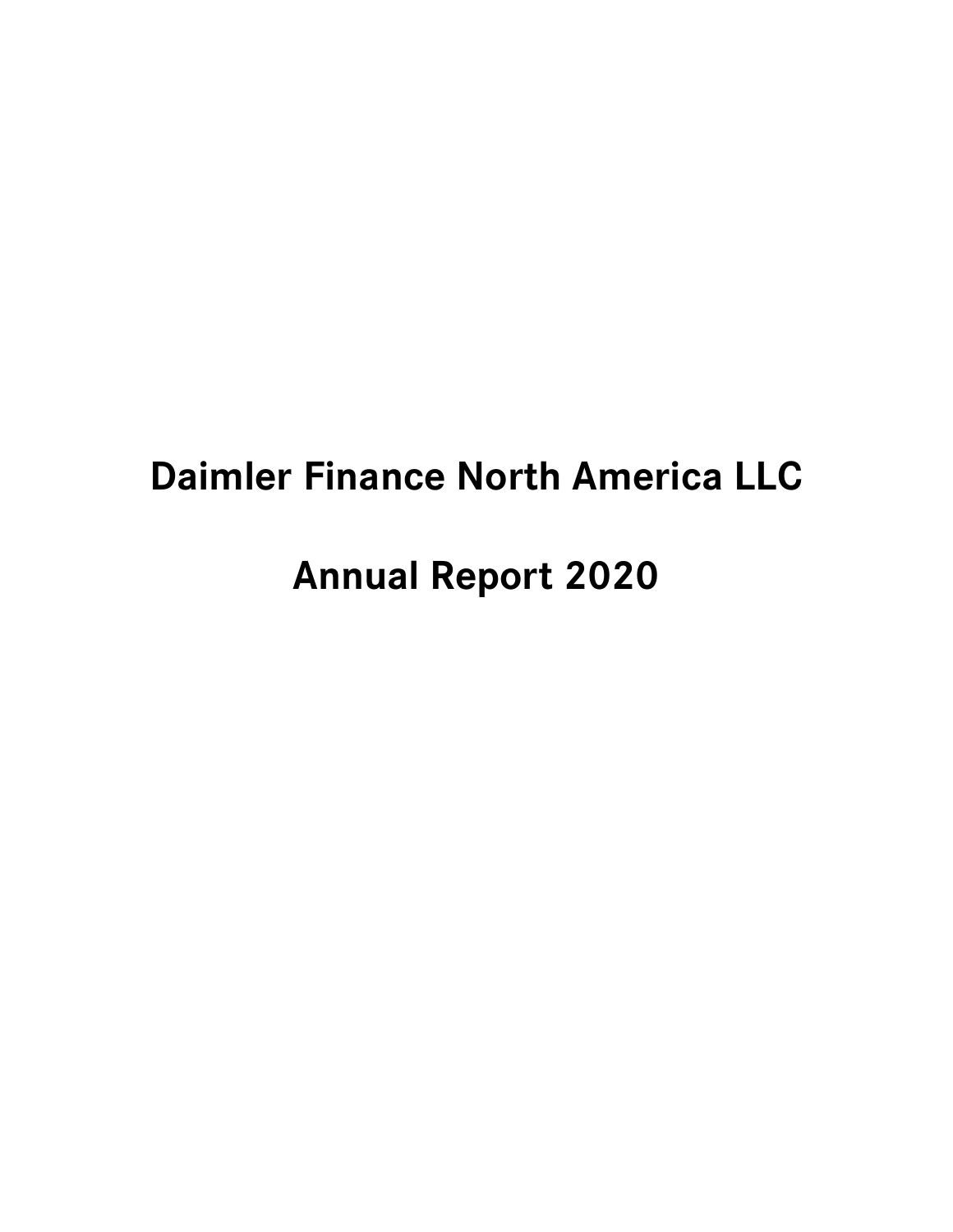# Daimler Finance North America LLC

# Annual Report 2020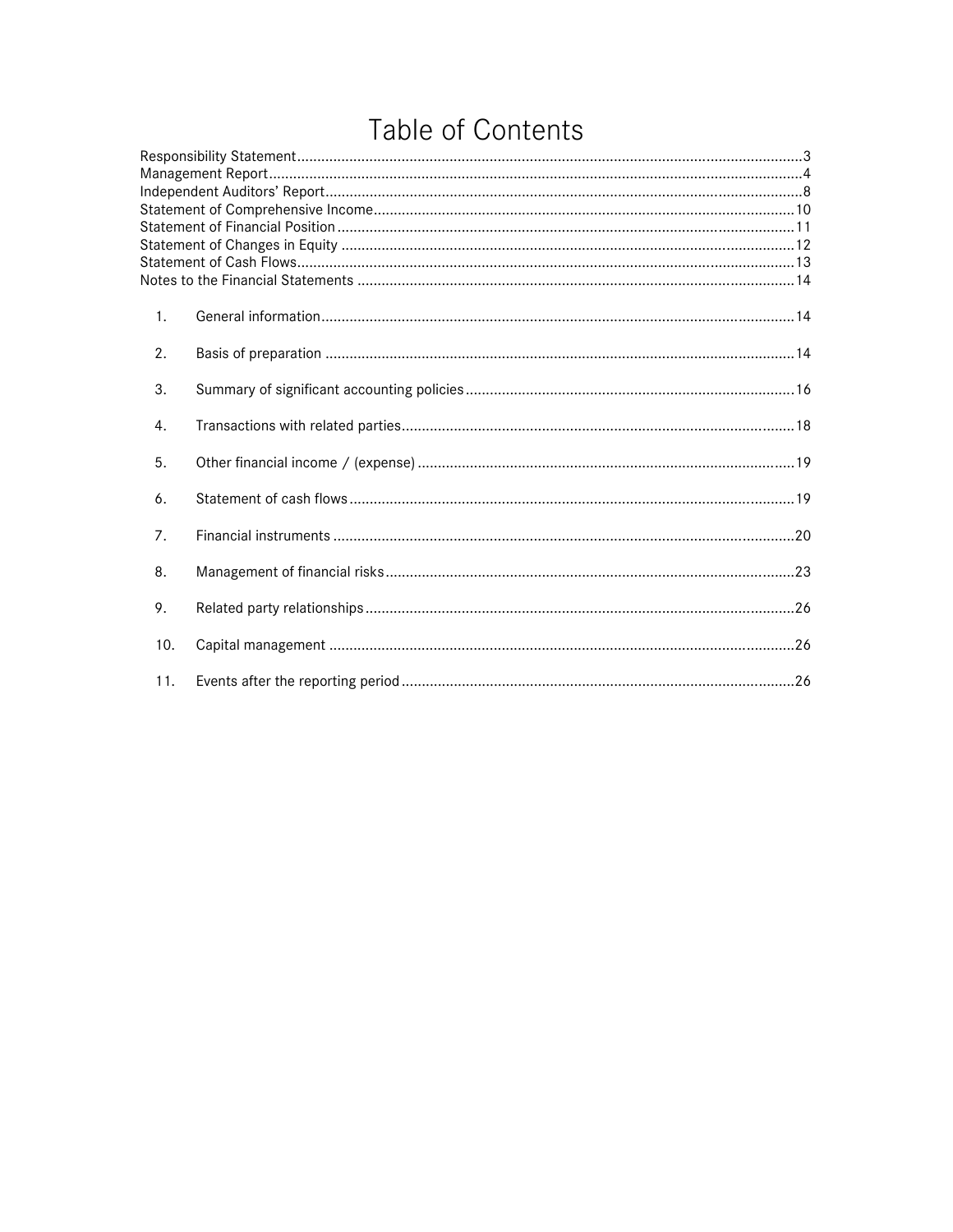# Table of Contents

Responsibility Statement.....3
Management Report.....4
Independent Auditors' Report.....8
Statement of Comprehensive Income.....10
Statement of Financial Position.....11
Statement of Changes in Equity.....12
Statement of Cash Flows.....13
Notes to the Financial Statements.....14

1. General information.....14
2. Basis of preparation.....14
3. Summary of significant accounting policies.....16
4. Transactions with related parties.....18
5. Other financial income / (expense).....19
6. Statement of cash flows.....19
7. Financial instruments.....20
8. Management of financial risks.....23
9. Related party relationships.....26
10. Capital management.....26
11. Events after the reporting period.....26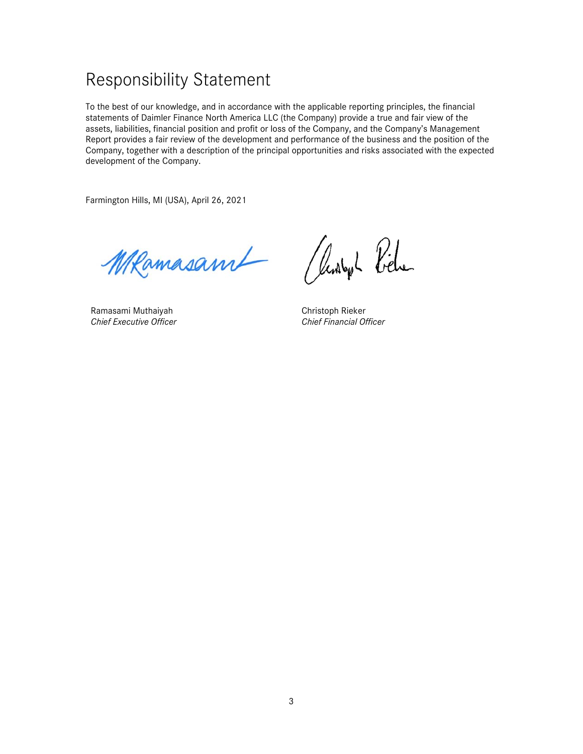# Responsibility Statement

To the best of our knowledge, and in accordance with the applicable reporting principles, the financial statements of Daimler Finance North America LLC (the Company) provide a true and fair view of the assets, liabilities, financial position and profit or loss of the Company, and the Company's Management Report provides a fair review of the development and performance of the business and the position of the Company, together with a description of the principal opportunities and risks associated with the expected development of the Company.

Farmington Hills, MI (USA), April 26, 2021

Ramasami Muthaiyah
*Chief Executive Officer*

Christoph Rieker
*Chief Financial Officer*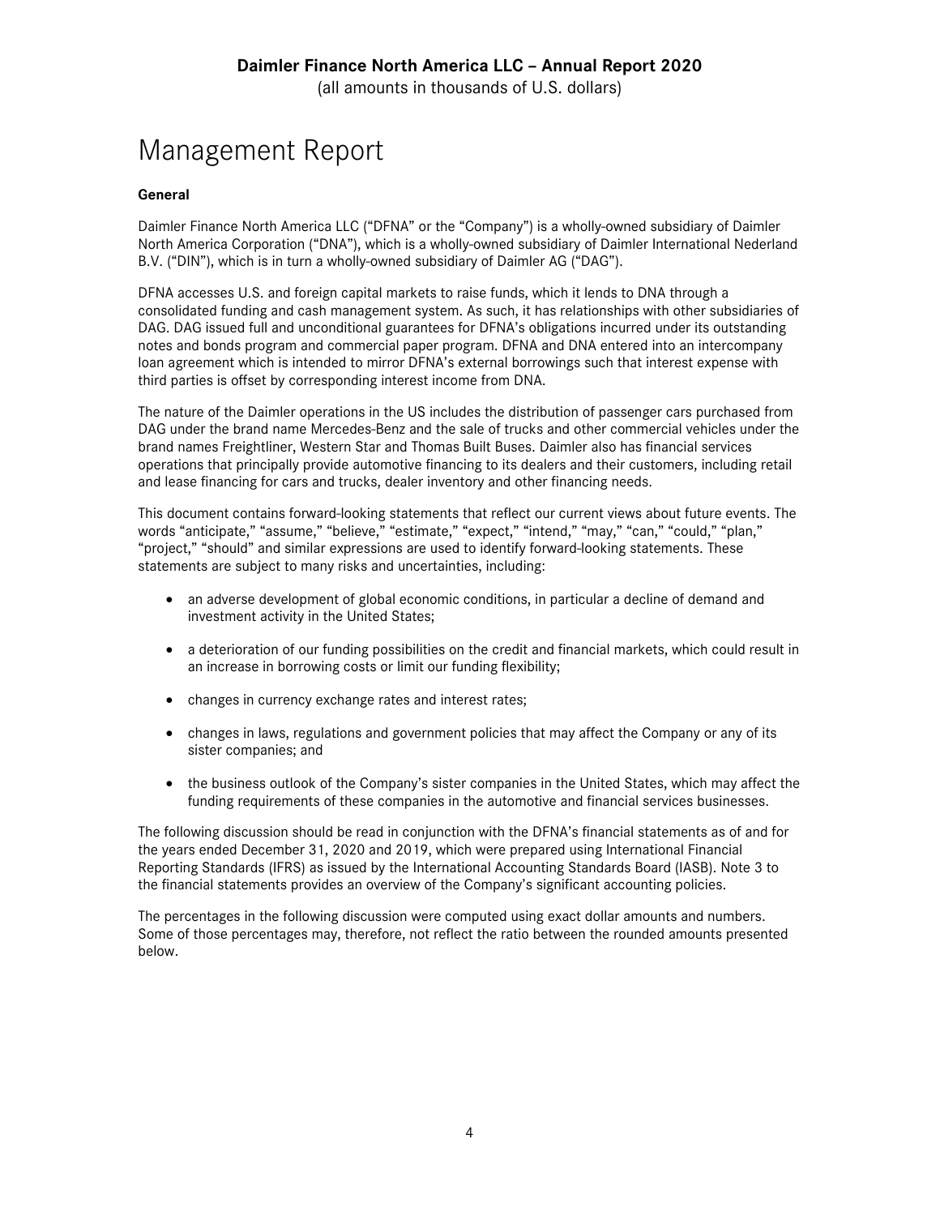# Management Report

**General**

Daimler Finance North America LLC ("DFNA" or the "Company") is a wholly-owned subsidiary of Daimler North America Corporation ("DNA"), which is a wholly-owned subsidiary of Daimler International Nederland B.V. ("DIN"), which is in turn a wholly-owned subsidiary of Daimler AG ("DAG").

DFNA accesses U.S. and foreign capital markets to raise funds, which it lends to DNA through a consolidated funding and cash management system. As such, it has relationships with other subsidiaries of DAG. DAG issued full and unconditional guarantees for DFNA's obligations incurred under its outstanding notes and bonds program and commercial paper program. DFNA and DNA entered into an intercompany loan agreement which is intended to mirror DFNA's external borrowings such that interest expense with third parties is offset by corresponding interest income from DNA.

The nature of the Daimler operations in the US includes the distribution of passenger cars purchased from DAG under the brand name Mercedes-Benz and the sale of trucks and other commercial vehicles under the brand names Freightliner, Western Star and Thomas Built Buses. Daimler also has financial services operations that principally provide automotive financing to its dealers and their customers, including retail and lease financing for cars and trucks, dealer inventory and other financing needs.

This document contains forward-looking statements that reflect our current views about future events. The words "anticipate," "assume," "believe," "estimate," "expect," "intend," "may," "can," "could," "plan," "project," "should" and similar expressions are used to identify forward-looking statements. These statements are subject to many risks and uncertainties, including:

- an adverse development of global economic conditions, in particular a decline of demand and investment activity in the United States;
- a deterioration of our funding possibilities on the credit and financial markets, which could result in an increase in borrowing costs or limit our funding flexibility;
- changes in currency exchange rates and interest rates;
- changes in laws, regulations and government policies that may affect the Company or any of its sister companies; and
- the business outlook of the Company's sister companies in the United States, which may affect the funding requirements of these companies in the automotive and financial services businesses.

The following discussion should be read in conjunction with the DFNA's financial statements as of and for the years ended December 31, 2020 and 2019, which were prepared using International Financial Reporting Standards (IFRS) as issued by the International Accounting Standards Board (IASB). Note 3 to the financial statements provides an overview of the Company's significant accounting policies.

The percentages in the following discussion were computed using exact dollar amounts and numbers. Some of those percentages may, therefore, not reflect the ratio between the rounded amounts presented below.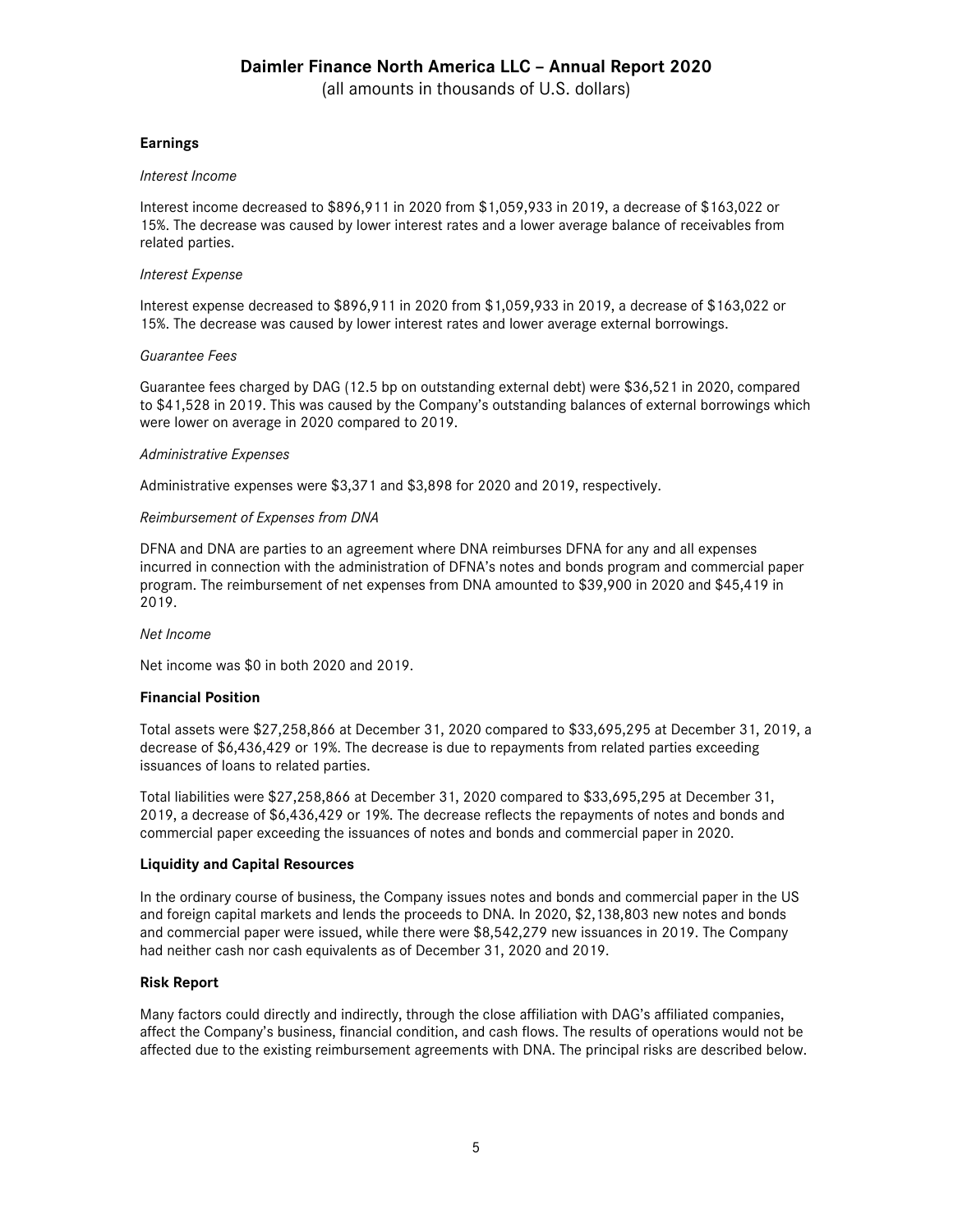## Earnings

*Interest Income*

Interest income decreased to $896,911 in 2020 from $1,059,933 in 2019, a decrease of $163,022 or 15%. The decrease was caused by lower interest rates and a lower average balance of receivables from related parties.

*Interest Expense*

Interest expense decreased to $896,911 in 2020 from $1,059,933 in 2019, a decrease of $163,022 or 15%. The decrease was caused by lower interest rates and lower average external borrowings.

*Guarantee Fees*

Guarantee fees charged by DAG (12.5 bp on outstanding external debt) were $36,521 in 2020, compared to $41,528 in 2019. This was caused by the Company's outstanding balances of external borrowings which were lower on average in 2020 compared to 2019.

*Administrative Expenses*

Administrative expenses were $3,371 and $3,898 for 2020 and 2019, respectively.

*Reimbursement of Expenses from DNA*

DFNA and DNA are parties to an agreement where DNA reimburses DFNA for any and all expenses incurred in connection with the administration of DFNA's notes and bonds program and commercial paper program. The reimbursement of net expenses from DNA amounted to $39,900 in 2020 and $45,419 in 2019.

*Net Income*

Net income was $0 in both 2020 and 2019.

## Financial Position

Total assets were $27,258,866 at December 31, 2020 compared to $33,695,295 at December 31, 2019, a decrease of $6,436,429 or 19%. The decrease is due to repayments from related parties exceeding issuances of loans to related parties.

Total liabilities were $27,258,866 at December 31, 2020 compared to $33,695,295 at December 31, 2019, a decrease of $6,436,429 or 19%. The decrease reflects the repayments of notes and bonds and commercial paper exceeding the issuances of notes and bonds and commercial paper in 2020.

## Liquidity and Capital Resources

In the ordinary course of business, the Company issues notes and bonds and commercial paper in the US and foreign capital markets and lends the proceeds to DNA. In 2020, $2,138,803 new notes and bonds and commercial paper were issued, while there were $8,542,279 new issuances in 2019. The Company had neither cash nor cash equivalents as of December 31, 2020 and 2019.

## Risk Report

Many factors could directly and indirectly, through the close affiliation with DAG's affiliated companies, affect the Company's business, financial condition, and cash flows. The results of operations would not be affected due to the existing reimbursement agreements with DNA. The principal risks are described below.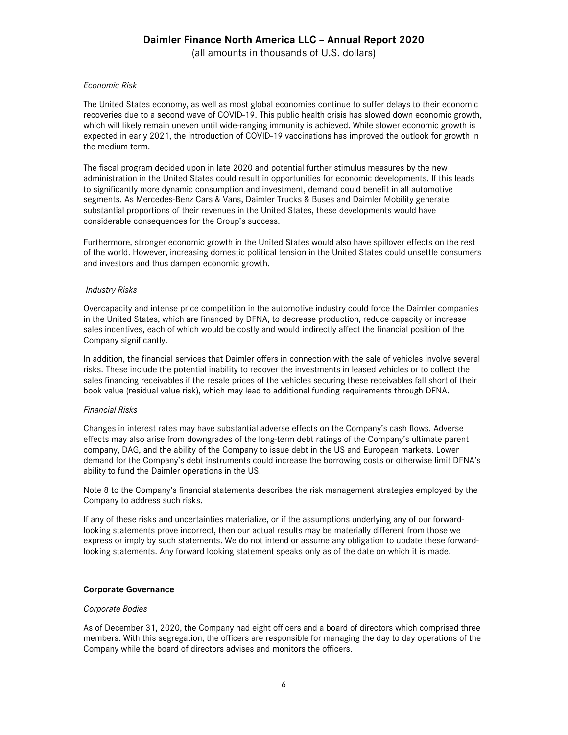*Economic Risk*

The United States economy, as well as most global economies continue to suffer delays to their economic recoveries due to a second wave of COVID-19. This public health crisis has slowed down economic growth, which will likely remain uneven until wide-ranging immunity is achieved. While slower economic growth is expected in early 2021, the introduction of COVID-19 vaccinations has improved the outlook for growth in the medium term.

The fiscal program decided upon in late 2020 and potential further stimulus measures by the new administration in the United States could result in opportunities for economic developments. If this leads to significantly more dynamic consumption and investment, demand could benefit in all automotive segments. As Mercedes-Benz Cars & Vans, Daimler Trucks & Buses and Daimler Mobility generate substantial proportions of their revenues in the United States, these developments would have considerable consequences for the Group's success.

Furthermore, stronger economic growth in the United States would also have spillover effects on the rest of the world. However, increasing domestic political tension in the United States could unsettle consumers and investors and thus dampen economic growth.

*Industry Risks*

Overcapacity and intense price competition in the automotive industry could force the Daimler companies in the United States, which are financed by DFNA, to decrease production, reduce capacity or increase sales incentives, each of which would be costly and would indirectly affect the financial position of the Company significantly.

In addition, the financial services that Daimler offers in connection with the sale of vehicles involve several risks. These include the potential inability to recover the investments in leased vehicles or to collect the sales financing receivables if the resale prices of the vehicles securing these receivables fall short of their book value (residual value risk), which may lead to additional funding requirements through DFNA.

*Financial Risks*

Changes in interest rates may have substantial adverse effects on the Company's cash flows. Adverse effects may also arise from downgrades of the long-term debt ratings of the Company's ultimate parent company, DAG, and the ability of the Company to issue debt in the US and European markets. Lower demand for the Company's debt instruments could increase the borrowing costs or otherwise limit DFNA's ability to fund the Daimler operations in the US.

Note 8 to the Company's financial statements describes the risk management strategies employed by the Company to address such risks.

If any of these risks and uncertainties materialize, or if the assumptions underlying any of our forward-looking statements prove incorrect, then our actual results may be materially different from those we express or imply by such statements. We do not intend or assume any obligation to update these forward-looking statements. Any forward looking statement speaks only as of the date on which it is made.

**Corporate Governance**

*Corporate Bodies*

As of December 31, 2020, the Company had eight officers and a board of directors which comprised three members. With this segregation, the officers are responsible for managing the day to day operations of the Company while the board of directors advises and monitors the officers.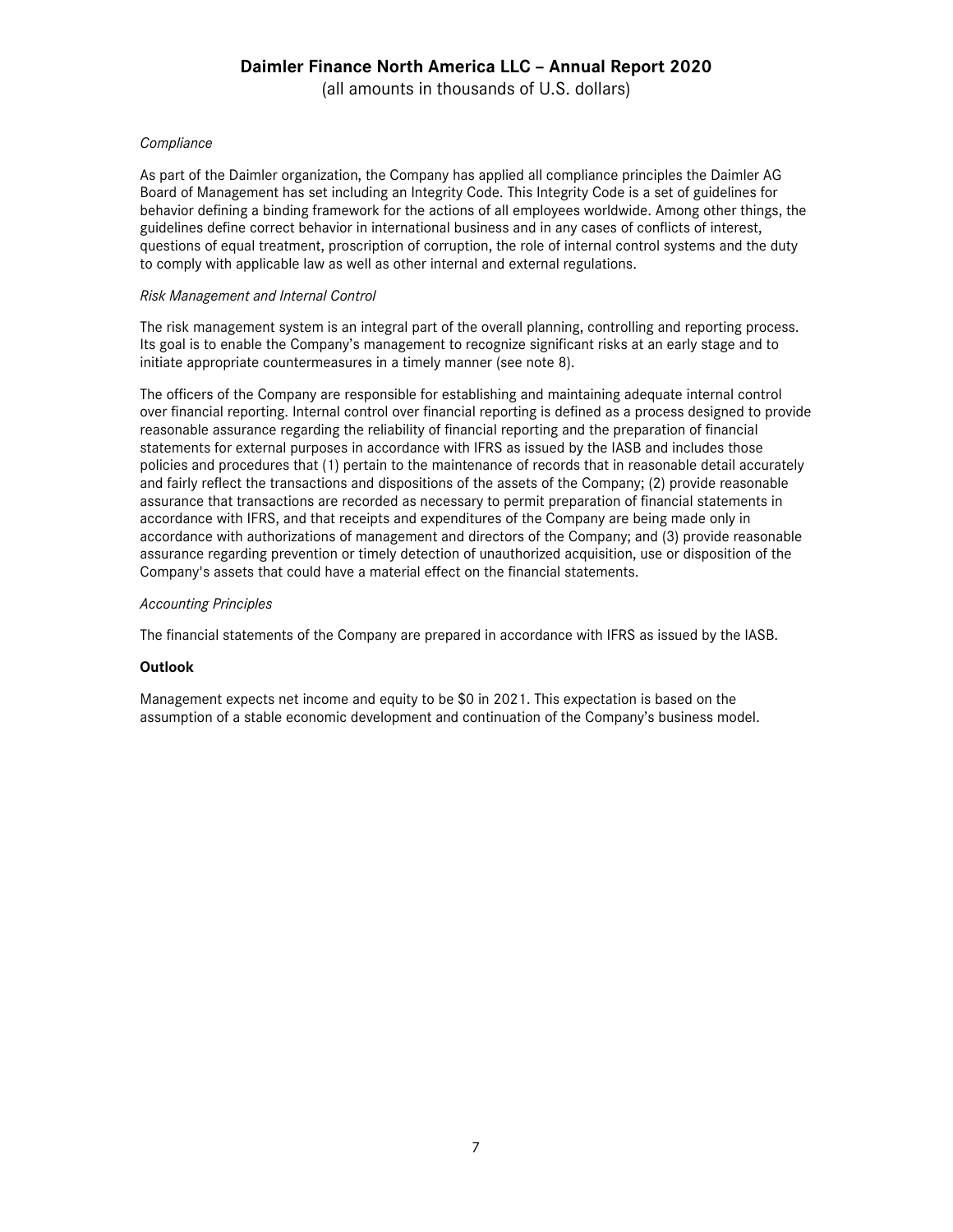*Compliance*

As part of the Daimler organization, the Company has applied all compliance principles the Daimler AG Board of Management has set including an Integrity Code. This Integrity Code is a set of guidelines for behavior defining a binding framework for the actions of all employees worldwide. Among other things, the guidelines define correct behavior in international business and in any cases of conflicts of interest, questions of equal treatment, proscription of corruption, the role of internal control systems and the duty to comply with applicable law as well as other internal and external regulations.

*Risk Management and Internal Control*

The risk management system is an integral part of the overall planning, controlling and reporting process. Its goal is to enable the Company's management to recognize significant risks at an early stage and to initiate appropriate countermeasures in a timely manner (see note 8).

The officers of the Company are responsible for establishing and maintaining adequate internal control over financial reporting. Internal control over financial reporting is defined as a process designed to provide reasonable assurance regarding the reliability of financial reporting and the preparation of financial statements for external purposes in accordance with IFRS as issued by the IASB and includes those policies and procedures that (1) pertain to the maintenance of records that in reasonable detail accurately and fairly reflect the transactions and dispositions of the assets of the Company; (2) provide reasonable assurance that transactions are recorded as necessary to permit preparation of financial statements in accordance with IFRS, and that receipts and expenditures of the Company are being made only in accordance with authorizations of management and directors of the Company; and (3) provide reasonable assurance regarding prevention or timely detection of unauthorized acquisition, use or disposition of the Company's assets that could have a material effect on the financial statements.

*Accounting Principles*

The financial statements of the Company are prepared in accordance with IFRS as issued by the IASB.

**Outlook**

Management expects net income and equity to be $0 in 2021. This expectation is based on the assumption of a stable economic development and continuation of the Company's business model.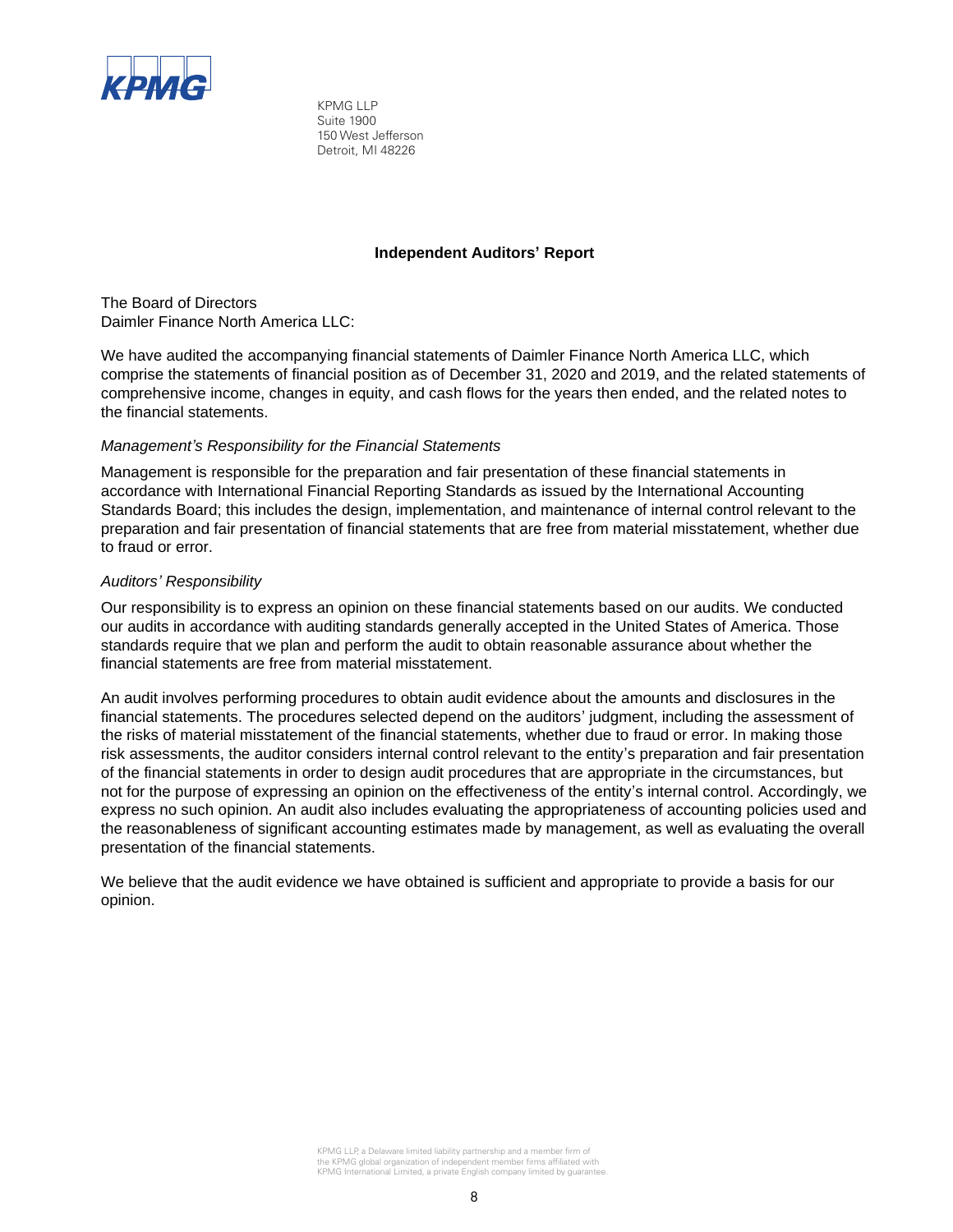KPMG LLP
Suite 1900
150 West Jefferson
Detroit, MI 48226

## Independent Auditors' Report

The Board of Directors
Daimler Finance North America LLC:

We have audited the accompanying financial statements of Daimler Finance North America LLC, which comprise the statements of financial position as of December 31, 2020 and 2019, and the related statements of comprehensive income, changes in equity, and cash flows for the years then ended, and the related notes to the financial statements.

### *Management's Responsibility for the Financial Statements*

Management is responsible for the preparation and fair presentation of these financial statements in accordance with International Financial Reporting Standards as issued by the International Accounting Standards Board; this includes the design, implementation, and maintenance of internal control relevant to the preparation and fair presentation of financial statements that are free from material misstatement, whether due to fraud or error.

### *Auditors' Responsibility*

Our responsibility is to express an opinion on these financial statements based on our audits. We conducted our audits in accordance with auditing standards generally accepted in the United States of America. Those standards require that we plan and perform the audit to obtain reasonable assurance about whether the financial statements are free from material misstatement.

An audit involves performing procedures to obtain audit evidence about the amounts and disclosures in the financial statements. The procedures selected depend on the auditors' judgment, including the assessment of the risks of material misstatement of the financial statements, whether due to fraud or error. In making those risk assessments, the auditor considers internal control relevant to the entity's preparation and fair presentation of the financial statements in order to design audit procedures that are appropriate in the circumstances, but not for the purpose of expressing an opinion on the effectiveness of the entity's internal control. Accordingly, we express no such opinion. An audit also includes evaluating the appropriateness of accounting policies used and the reasonableness of significant accounting estimates made by management, as well as evaluating the overall presentation of the financial statements.

We believe that the audit evidence we have obtained is sufficient and appropriate to provide a basis for our opinion.

KPMG LLP, a Delaware limited liability partnership and a member firm of the KPMG global organization of independent member firms affiliated with KPMG International Limited, a private English company limited by guarantee.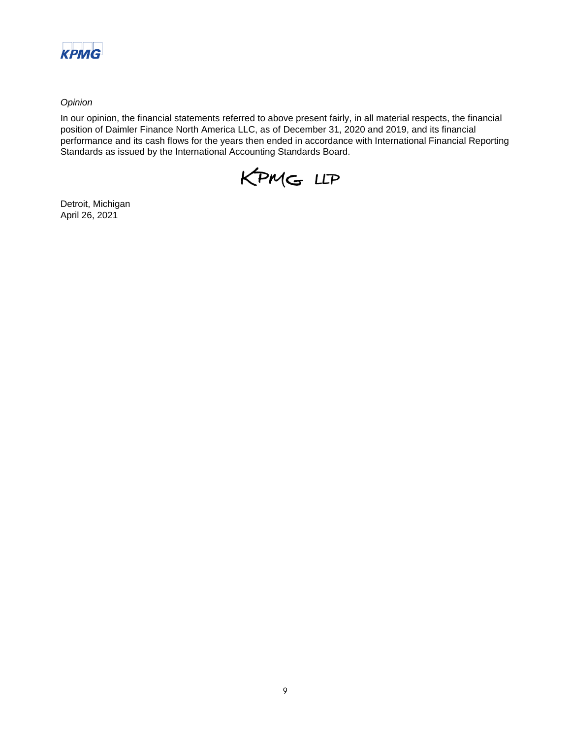*Opinion*

In our opinion, the financial statements referred to above present fairly, in all material respects, the financial position of Daimler Finance North America LLC, as of December 31, 2020 and 2019, and its financial performance and its cash flows for the years then ended in accordance with International Financial Reporting Standards as issued by the International Accounting Standards Board.

KPMG LLP

Detroit, Michigan
April 26, 2021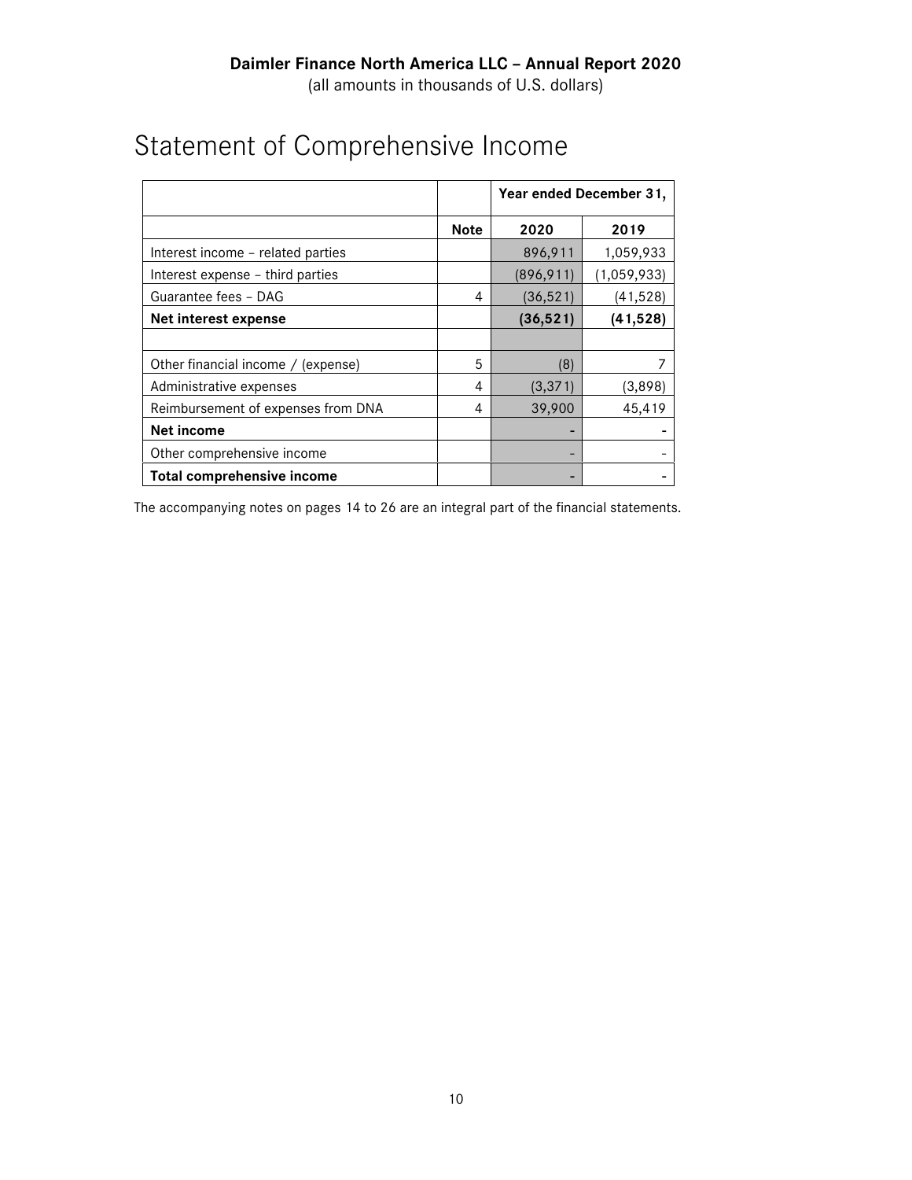# Statement of Comprehensive Income

| | | Year ended December 31, | |
|---|---|---|---|
| | **Note** | **2020** | **2019** |
| Interest income – related parties | | 896,911 | 1,059,933 |
| Interest expense – third parties | | (896,911) | (1,059,933) |
| Guarantee fees – DAG | 4 | (36,521) | (41,528) |
| **Net interest expense** | | **(36,521)** | **(41,528)** |
| | | | |
| Other financial income / (expense) | 5 | (8) | 7 |
| Administrative expenses | 4 | (3,371) | (3,898) |
| Reimbursement of expenses from DNA | 4 | 39,900 | 45,419 |
| **Net income** | | - | - |
| Other comprehensive income | | - | - |
| **Total comprehensive income** | | - | - |

The accompanying notes on pages 14 to 26 are an integral part of the financial statements.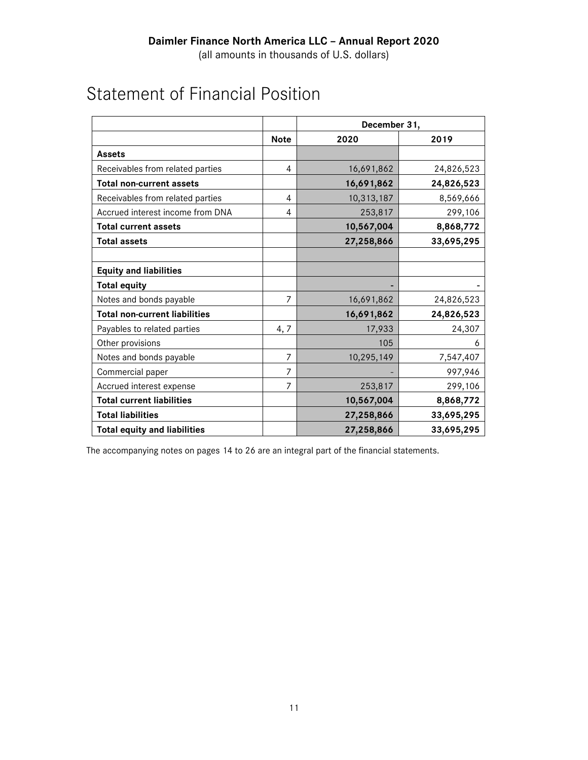**Daimler Finance North America LLC – Annual Report 2020**
(all amounts in thousands of U.S. dollars)

# Statement of Financial Position

| | | December 31, | |
|---|---|---|---|
| | **Note** | **2020** | **2019** |
| **Assets** | | | |
| Receivables from related parties | 4 | 16,691,862 | 24,826,523 |
| **Total non-current assets** | | **16,691,862** | **24,826,523** |
| Receivables from related parties | 4 | 10,313,187 | 8,569,666 |
| Accrued interest income from DNA | 4 | 253,817 | 299,106 |
| **Total current assets** | | **10,567,004** | **8,868,772** |
| **Total assets** | | **27,258,866** | **33,695,295** |
| | | | |
| **Equity and liabilities** | | | |
| **Total equity** | | - | - |
| Notes and bonds payable | 7 | 16,691,862 | 24,826,523 |
| **Total non-current liabilities** | | **16,691,862** | **24,826,523** |
| Payables to related parties | 4, 7 | 17,933 | 24,307 |
| Other provisions | | 105 | 6 |
| Notes and bonds payable | 7 | 10,295,149 | 7,547,407 |
| Commercial paper | 7 | - | 997,946 |
| Accrued interest expense | 7 | 253,817 | 299,106 |
| **Total current liabilities** | | **10,567,004** | **8,868,772** |
| **Total liabilities** | | **27,258,866** | **33,695,295** |
| **Total equity and liabilities** | | **27,258,866** | **33,695,295** |

The accompanying notes on pages 14 to 26 are an integral part of the financial statements.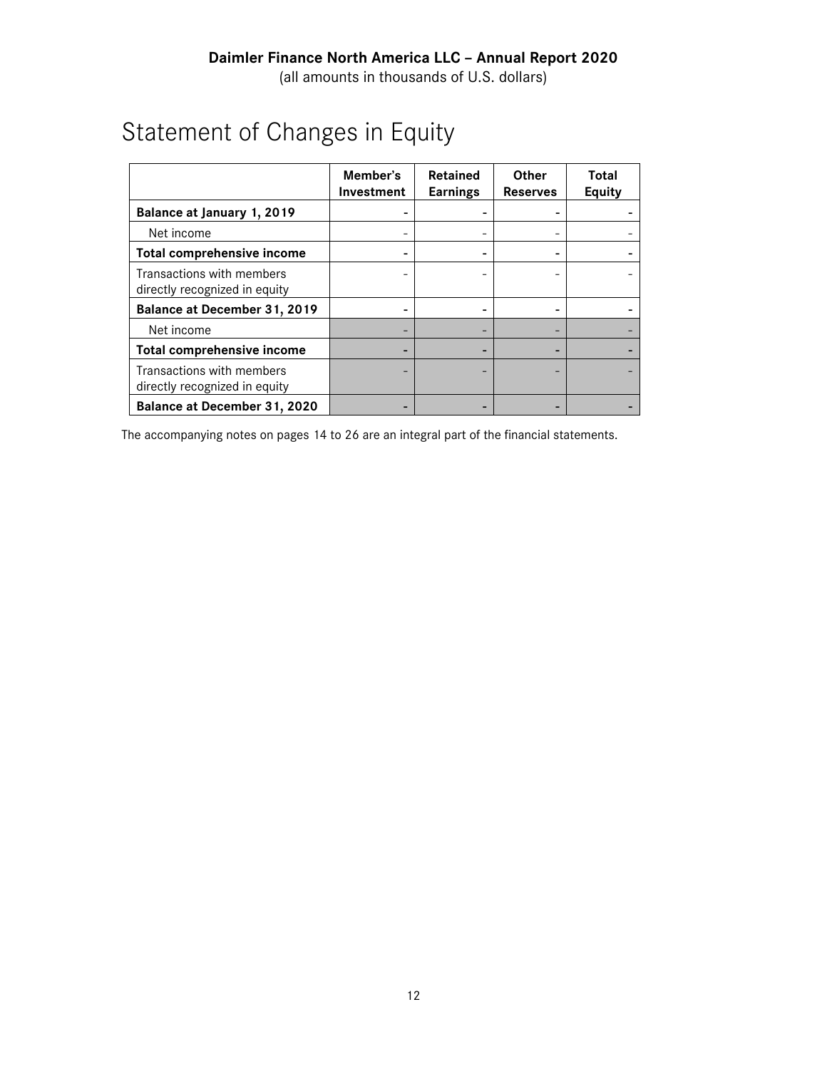# Statement of Changes in Equity

| | Member's Investment | Retained Earnings | Other Reserves | Total Equity |
|---|---|---|---|---|
| **Balance at January 1, 2019** | **-** | **-** | **-** | **-** |
| Net income | - | - | - | - |
| **Total comprehensive income** | **-** | **-** | **-** | **-** |
| Transactions with members directly recognized in equity | - | - | - | - |
| **Balance at December 31, 2019** | **-** | **-** | **-** | **-** |
| Net income | - | - | - | - |
| **Total comprehensive income** | **-** | **-** | **-** | **-** |
| Transactions with members directly recognized in equity | - | - | - | - |
| **Balance at December 31, 2020** | **-** | **-** | **-** | **-** |

The accompanying notes on pages 14 to 26 are an integral part of the financial statements.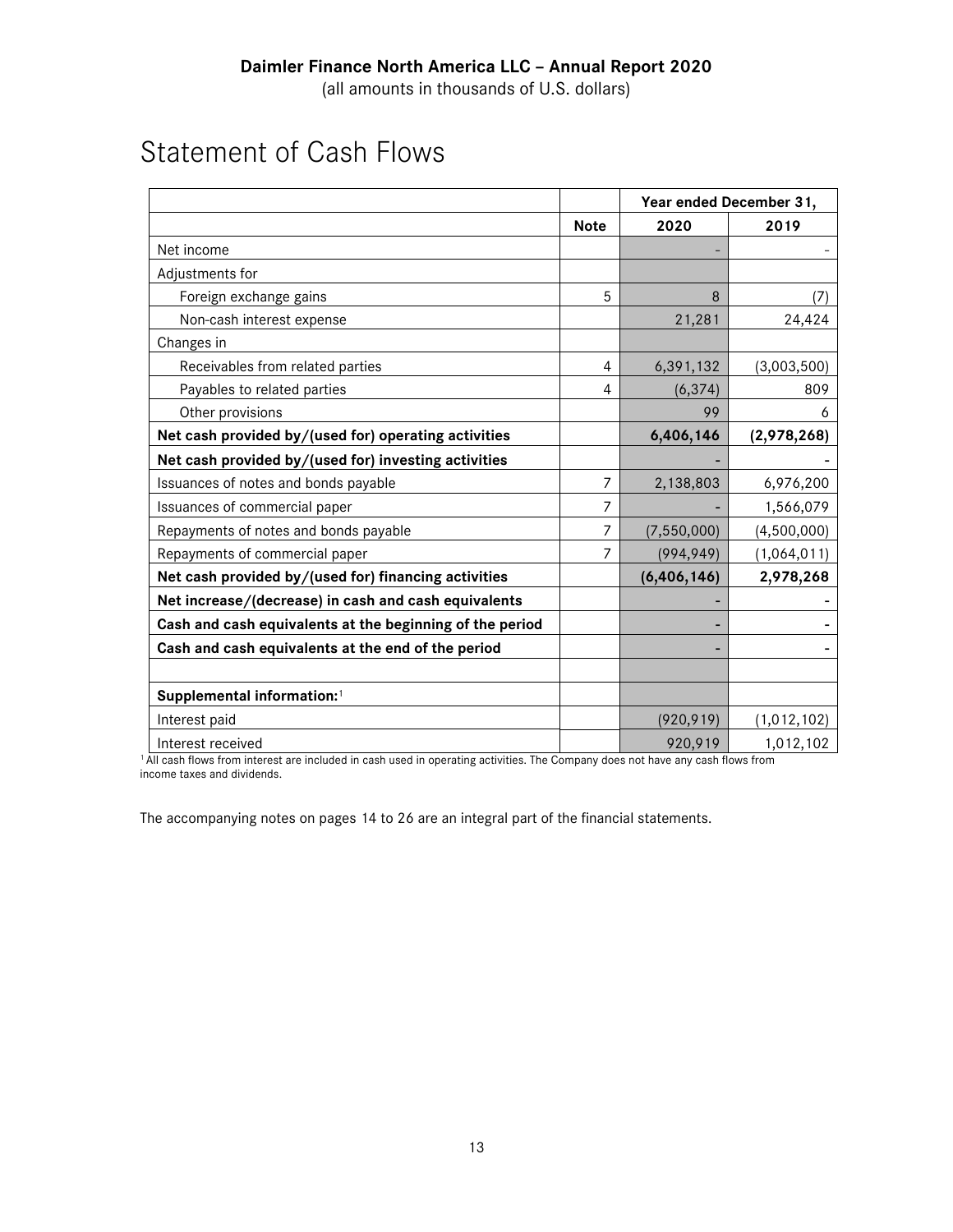**Daimler Finance North America LLC – Annual Report 2020**
(all amounts in thousands of U.S. dollars)

# Statement of Cash Flows

| | | Year ended December 31, | |
|---|---|---|---|
| | **Note** | **2020** | **2019** |
| Net income | | - | - |
| Adjustments for | | | |
| Foreign exchange gains | 5 | 8 | (7) |
| Non-cash interest expense | | 21,281 | 24,424 |
| Changes in | | | |
| Receivables from related parties | 4 | 6,391,132 | (3,003,500) |
| Payables to related parties | 4 | (6,374) | 809 |
| Other provisions | | 99 | 6 |
| **Net cash provided by/(used for) operating activities** | | **6,406,146** | **(2,978,268)** |
| **Net cash provided by/(used for) investing activities** | | **-** | **-** |
| Issuances of notes and bonds payable | 7 | 2,138,803 | 6,976,200 |
| Issuances of commercial paper | 7 | - | 1,566,079 |
| Repayments of notes and bonds payable | 7 | (7,550,000) | (4,500,000) |
| Repayments of commercial paper | 7 | (994,949) | (1,064,011) |
| **Net cash provided by/(used for) financing activities** | | **(6,406,146)** | **2,978,268** |
| **Net increase/(decrease) in cash and cash equivalents** | | **-** | **-** |
| **Cash and cash equivalents at the beginning of the period** | | **-** | **-** |
| **Cash and cash equivalents at the end of the period** | | **-** | **-** |
| | | | |
| **Supplemental information:**[1] | | | |
| Interest paid | | (920,919) | (1,012,102) |
| Interest received | | 920,919 | 1,012,102 |

[1] All cash flows from interest are included in cash used in operating activities. The Company does not have any cash flows from income taxes and dividends.

The accompanying notes on pages 14 to 26 are an integral part of the financial statements.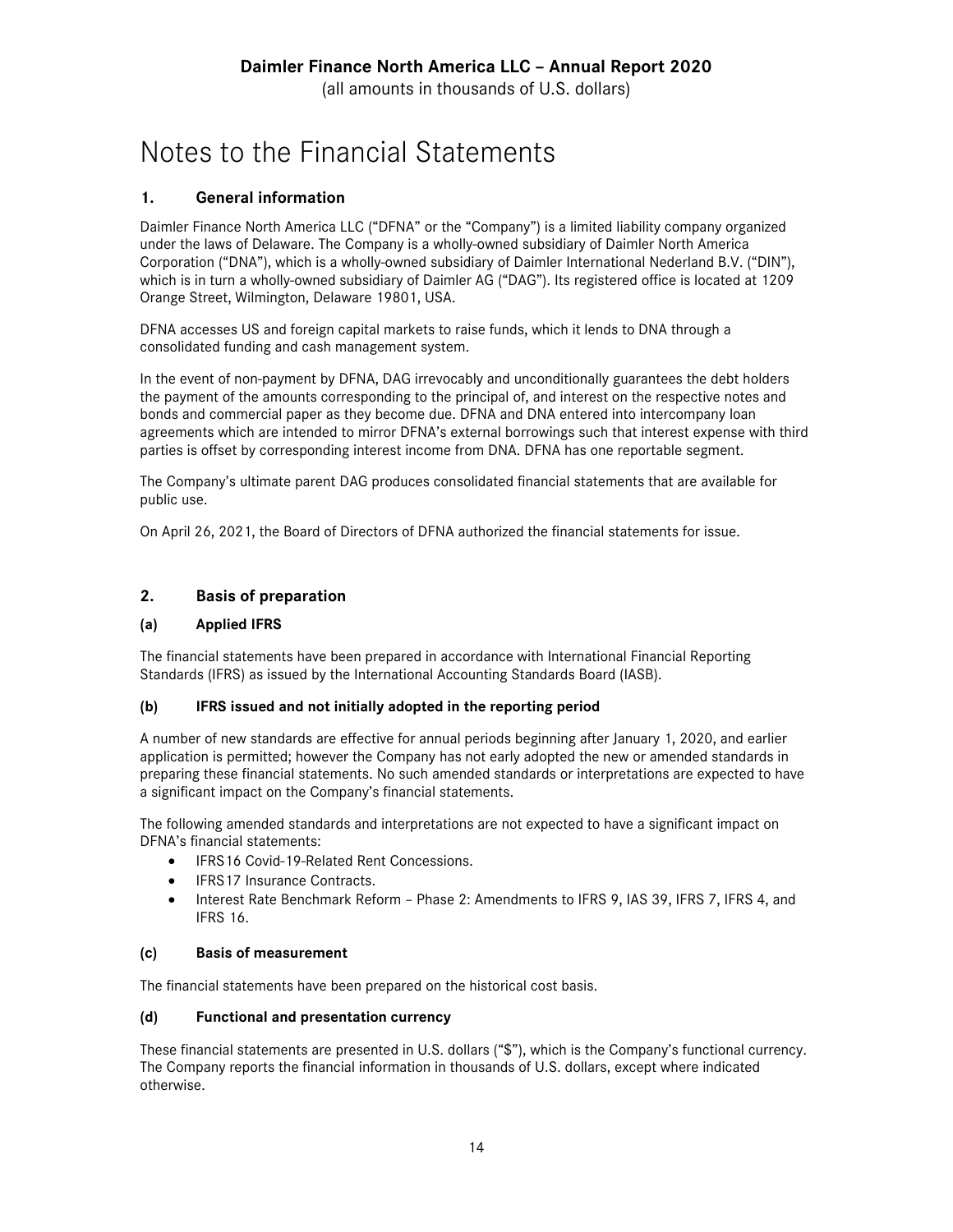# Notes to the Financial Statements

## 1. General information

Daimler Finance North America LLC ("DFNA" or the "Company") is a limited liability company organized under the laws of Delaware. The Company is a wholly-owned subsidiary of Daimler North America Corporation ("DNA"), which is a wholly-owned subsidiary of Daimler International Nederland B.V. ("DIN"), which is in turn a wholly-owned subsidiary of Daimler AG ("DAG"). Its registered office is located at 1209 Orange Street, Wilmington, Delaware 19801, USA.

DFNA accesses US and foreign capital markets to raise funds, which it lends to DNA through a consolidated funding and cash management system.

In the event of non-payment by DFNA, DAG irrevocably and unconditionally guarantees the debt holders the payment of the amounts corresponding to the principal of, and interest on the respective notes and bonds and commercial paper as they become due. DFNA and DNA entered into intercompany loan agreements which are intended to mirror DFNA's external borrowings such that interest expense with third parties is offset by corresponding interest income from DNA. DFNA has one reportable segment.

The Company's ultimate parent DAG produces consolidated financial statements that are available for public use.

On April 26, 2021, the Board of Directors of DFNA authorized the financial statements for issue.

## 2. Basis of preparation

### (a) Applied IFRS

The financial statements have been prepared in accordance with International Financial Reporting Standards (IFRS) as issued by the International Accounting Standards Board (IASB).

### (b) IFRS issued and not initially adopted in the reporting period

A number of new standards are effective for annual periods beginning after January 1, 2020, and earlier application is permitted; however the Company has not early adopted the new or amended standards in preparing these financial statements. No such amended standards or interpretations are expected to have a significant impact on the Company's financial statements.

The following amended standards and interpretations are not expected to have a significant impact on DFNA's financial statements:

- IFRS16 Covid-19-Related Rent Concessions.
- IFRS17 Insurance Contracts.
- Interest Rate Benchmark Reform – Phase 2: Amendments to IFRS 9, IAS 39, IFRS 7, IFRS 4, and IFRS 16.

### (c) Basis of measurement

The financial statements have been prepared on the historical cost basis.

### (d) Functional and presentation currency

These financial statements are presented in U.S. dollars ("$"), which is the Company's functional currency. The Company reports the financial information in thousands of U.S. dollars, except where indicated otherwise.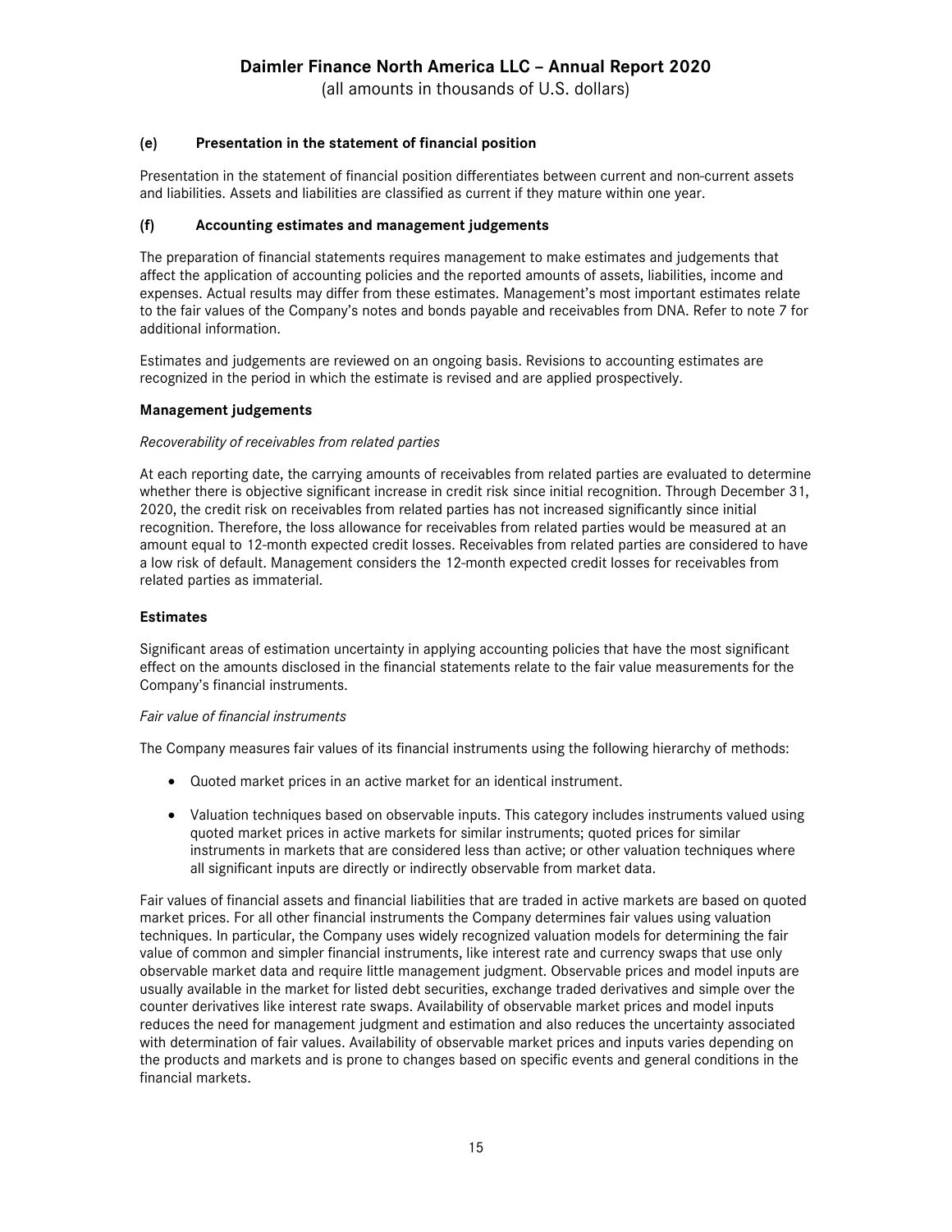### (e) Presentation in the statement of financial position

Presentation in the statement of financial position differentiates between current and non-current assets and liabilities. Assets and liabilities are classified as current if they mature within one year.

### (f) Accounting estimates and management judgements

The preparation of financial statements requires management to make estimates and judgements that affect the application of accounting policies and the reported amounts of assets, liabilities, income and expenses. Actual results may differ from these estimates. Management's most important estimates relate to the fair values of the Company's notes and bonds payable and receivables from DNA. Refer to note 7 for additional information.

Estimates and judgements are reviewed on an ongoing basis. Revisions to accounting estimates are recognized in the period in which the estimate is revised and are applied prospectively.

**Management judgements**

*Recoverability of receivables from related parties*

At each reporting date, the carrying amounts of receivables from related parties are evaluated to determine whether there is objective significant increase in credit risk since initial recognition. Through December 31, 2020, the credit risk on receivables from related parties has not increased significantly since initial recognition. Therefore, the loss allowance for receivables from related parties would be measured at an amount equal to 12-month expected credit losses. Receivables from related parties are considered to have a low risk of default. Management considers the 12-month expected credit losses for receivables from related parties as immaterial.

**Estimates**

Significant areas of estimation uncertainty in applying accounting policies that have the most significant effect on the amounts disclosed in the financial statements relate to the fair value measurements for the Company's financial instruments.

*Fair value of financial instruments*

The Company measures fair values of its financial instruments using the following hierarchy of methods:

- Quoted market prices in an active market for an identical instrument.
- Valuation techniques based on observable inputs. This category includes instruments valued using quoted market prices in active markets for similar instruments; quoted prices for similar instruments in markets that are considered less than active; or other valuation techniques where all significant inputs are directly or indirectly observable from market data.

Fair values of financial assets and financial liabilities that are traded in active markets are based on quoted market prices. For all other financial instruments the Company determines fair values using valuation techniques. In particular, the Company uses widely recognized valuation models for determining the fair value of common and simpler financial instruments, like interest rate and currency swaps that use only observable market data and require little management judgment. Observable prices and model inputs are usually available in the market for listed debt securities, exchange traded derivatives and simple over the counter derivatives like interest rate swaps. Availability of observable market prices and model inputs reduces the need for management judgment and estimation and also reduces the uncertainty associated with determination of fair values. Availability of observable market prices and inputs varies depending on the products and markets and is prone to changes based on specific events and general conditions in the financial markets.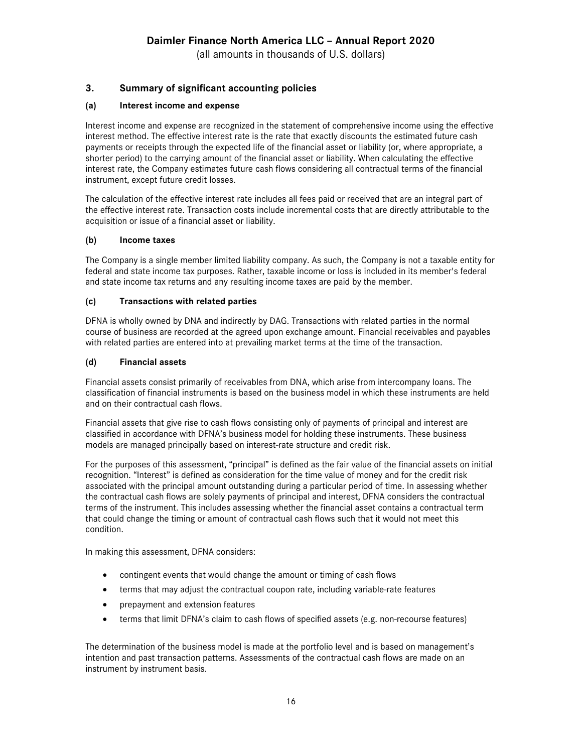## 3. Summary of significant accounting policies

### (a) Interest income and expense

Interest income and expense are recognized in the statement of comprehensive income using the effective interest method. The effective interest rate is the rate that exactly discounts the estimated future cash payments or receipts through the expected life of the financial asset or liability (or, where appropriate, a shorter period) to the carrying amount of the financial asset or liability. When calculating the effective interest rate, the Company estimates future cash flows considering all contractual terms of the financial instrument, except future credit losses.

The calculation of the effective interest rate includes all fees paid or received that are an integral part of the effective interest rate. Transaction costs include incremental costs that are directly attributable to the acquisition or issue of a financial asset or liability.

### (b) Income taxes

The Company is a single member limited liability company. As such, the Company is not a taxable entity for federal and state income tax purposes. Rather, taxable income or loss is included in its member's federal and state income tax returns and any resulting income taxes are paid by the member.

### (c) Transactions with related parties

DFNA is wholly owned by DNA and indirectly by DAG. Transactions with related parties in the normal course of business are recorded at the agreed upon exchange amount. Financial receivables and payables with related parties are entered into at prevailing market terms at the time of the transaction.

### (d) Financial assets

Financial assets consist primarily of receivables from DNA, which arise from intercompany loans. The classification of financial instruments is based on the business model in which these instruments are held and on their contractual cash flows.

Financial assets that give rise to cash flows consisting only of payments of principal and interest are classified in accordance with DFNA's business model for holding these instruments. These business models are managed principally based on interest-rate structure and credit risk.

For the purposes of this assessment, "principal" is defined as the fair value of the financial assets on initial recognition. "Interest" is defined as consideration for the time value of money and for the credit risk associated with the principal amount outstanding during a particular period of time. In assessing whether the contractual cash flows are solely payments of principal and interest, DFNA considers the contractual terms of the instrument. This includes assessing whether the financial asset contains a contractual term that could change the timing or amount of contractual cash flows such that it would not meet this condition.

In making this assessment, DFNA considers:

- contingent events that would change the amount or timing of cash flows
- terms that may adjust the contractual coupon rate, including variable-rate features
- prepayment and extension features
- terms that limit DFNA's claim to cash flows of specified assets (e.g. non-recourse features)

The determination of the business model is made at the portfolio level and is based on management's intention and past transaction patterns. Assessments of the contractual cash flows are made on an instrument by instrument basis.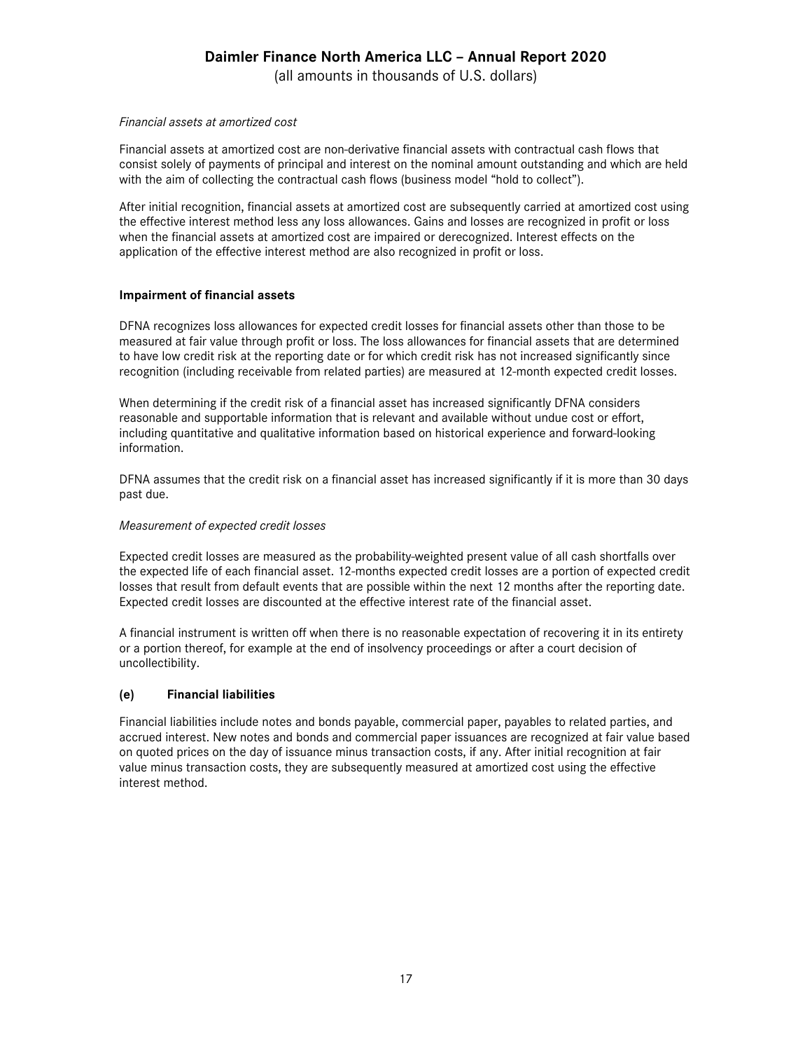*Financial assets at amortized cost*

Financial assets at amortized cost are non-derivative financial assets with contractual cash flows that consist solely of payments of principal and interest on the nominal amount outstanding and which are held with the aim of collecting the contractual cash flows (business model "hold to collect").

After initial recognition, financial assets at amortized cost are subsequently carried at amortized cost using the effective interest method less any loss allowances. Gains and losses are recognized in profit or loss when the financial assets at amortized cost are impaired or derecognized. Interest effects on the application of the effective interest method are also recognized in profit or loss.

**Impairment of financial assets**

DFNA recognizes loss allowances for expected credit losses for financial assets other than those to be measured at fair value through profit or loss. The loss allowances for financial assets that are determined to have low credit risk at the reporting date or for which credit risk has not increased significantly since recognition (including receivable from related parties) are measured at 12-month expected credit losses.

When determining if the credit risk of a financial asset has increased significantly DFNA considers reasonable and supportable information that is relevant and available without undue cost or effort, including quantitative and qualitative information based on historical experience and forward-looking information.

DFNA assumes that the credit risk on a financial asset has increased significantly if it is more than 30 days past due.

*Measurement of expected credit losses*

Expected credit losses are measured as the probability-weighted present value of all cash shortfalls over the expected life of each financial asset. 12-months expected credit losses are a portion of expected credit losses that result from default events that are possible within the next 12 months after the reporting date. Expected credit losses are discounted at the effective interest rate of the financial asset.

A financial instrument is written off when there is no reasonable expectation of recovering it in its entirety or a portion thereof, for example at the end of insolvency proceedings or after a court decision of uncollectibility.

### (e) Financial liabilities

Financial liabilities include notes and bonds payable, commercial paper, payables to related parties, and accrued interest. New notes and bonds and commercial paper issuances are recognized at fair value based on quoted prices on the day of issuance minus transaction costs, if any. After initial recognition at fair value minus transaction costs, they are subsequently measured at amortized cost using the effective interest method.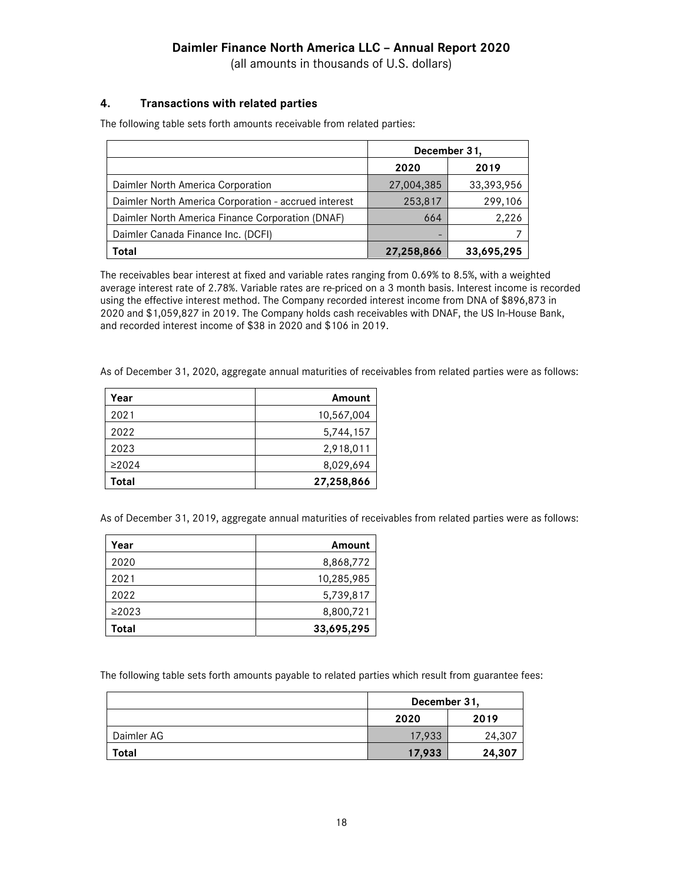# Daimler Finance North America LLC – Annual Report 2020

(all amounts in thousands of U.S. dollars)

## 4. Transactions with related parties

The following table sets forth amounts receivable from related parties:

| | December 31, | |
|---|---|---|
| | **2020** | **2019** |
| Daimler North America Corporation | 27,004,385 | 33,393,956 |
| Daimler North America Corporation - accrued interest | 253,817 | 299,106 |
| Daimler North America Finance Corporation (DNAF) | 664 | 2,226 |
| Daimler Canada Finance Inc. (DCFI) | - | 7 |
| **Total** | **27,258,866** | **33,695,295** |

The receivables bear interest at fixed and variable rates ranging from 0.69% to 8.5%, with a weighted average interest rate of 2.78%. Variable rates are re-priced on a 3 month basis. Interest income is recorded using the effective interest method. The Company recorded interest income from DNA of $896,873 in 2020 and $1,059,827 in 2019. The Company holds cash receivables with DNAF, the US In-House Bank, and recorded interest income of $38 in 2020 and $106 in 2019.

As of December 31, 2020, aggregate annual maturities of receivables from related parties were as follows:

| Year | Amount |
|---|---|
| 2021 | 10,567,004 |
| 2022 | 5,744,157 |
| 2023 | 2,918,011 |
| ≥2024 | 8,029,694 |
| **Total** | **27,258,866** |

As of December 31, 2019, aggregate annual maturities of receivables from related parties were as follows:

| Year | Amount |
|---|---|
| 2020 | 8,868,772 |
| 2021 | 10,285,985 |
| 2022 | 5,739,817 |
| ≥2023 | 8,800,721 |
| **Total** | **33,695,295** |

The following table sets forth amounts payable to related parties which result from guarantee fees:

| | December 31, | |
|---|---|---|
| | **2020** | **2019** |
| Daimler AG | 17,933 | 24,307 |
| **Total** | **17,933** | **24,307** |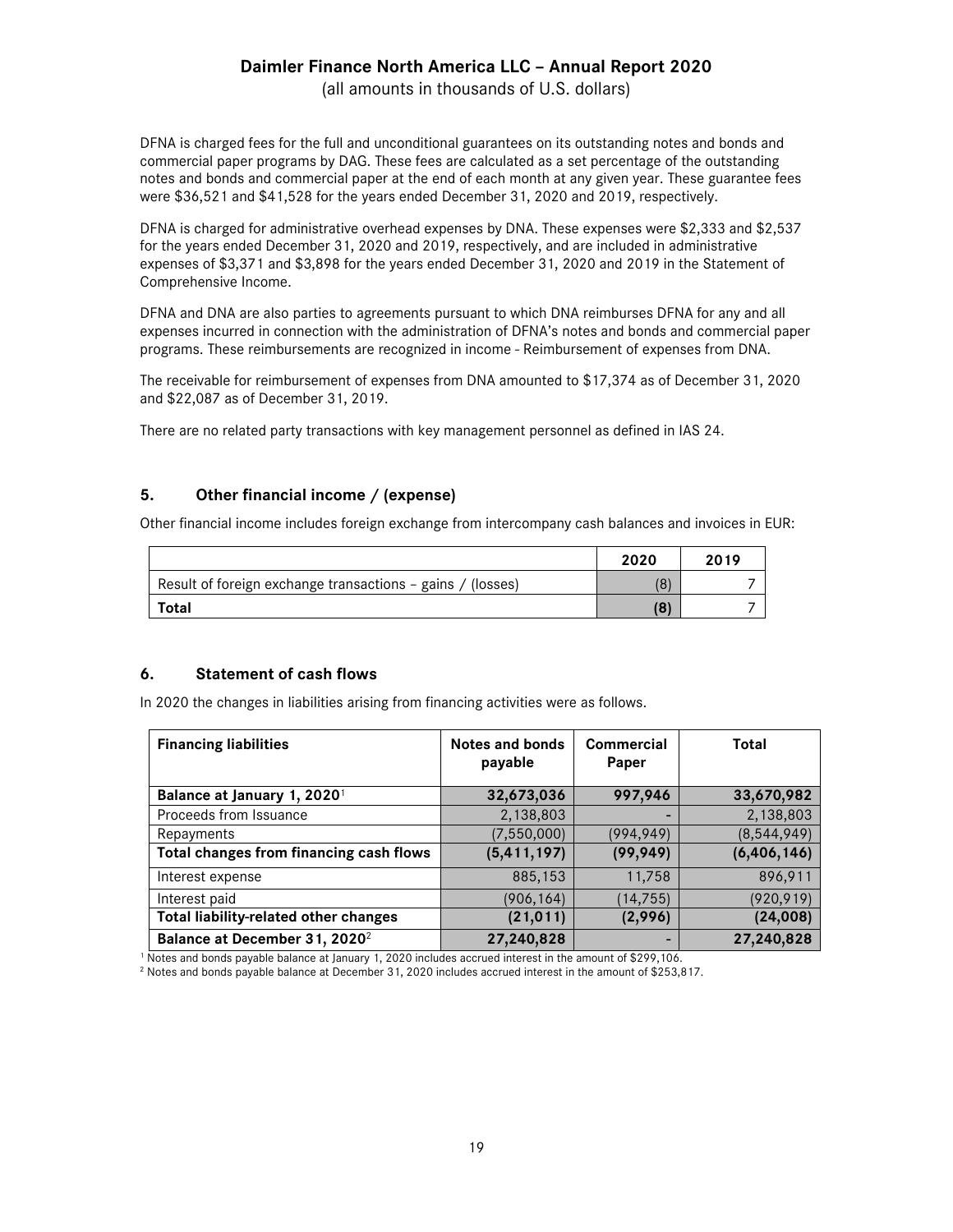DFNA is charged fees for the full and unconditional guarantees on its outstanding notes and bonds and commercial paper programs by DAG. These fees are calculated as a set percentage of the outstanding notes and bonds and commercial paper at the end of each month at any given year. These guarantee fees were $36,521 and $41,528 for the years ended December 31, 2020 and 2019, respectively.

DFNA is charged for administrative overhead expenses by DNA. These expenses were $2,333 and $2,537 for the years ended December 31, 2020 and 2019, respectively, and are included in administrative expenses of $3,371 and $3,898 for the years ended December 31, 2020 and 2019 in the Statement of Comprehensive Income.

DFNA and DNA are also parties to agreements pursuant to which DNA reimburses DFNA for any and all expenses incurred in connection with the administration of DFNA's notes and bonds and commercial paper programs. These reimbursements are recognized in income - Reimbursement of expenses from DNA.

The receivable for reimbursement of expenses from DNA amounted to $17,374 as of December 31, 2020 and $22,087 as of December 31, 2019.

There are no related party transactions with key management personnel as defined in IAS 24.

## 5. Other financial income / (expense)

Other financial income includes foreign exchange from intercompany cash balances and invoices in EUR:

| | 2020 | 2019 |
|---|---|---|
| Result of foreign exchange transactions – gains / (losses) | (8) | 7 |
| **Total** | **(8)** | 7 |

## 6. Statement of cash flows

In 2020 the changes in liabilities arising from financing activities were as follows.

| Financing liabilities | Notes and bonds payable | Commercial Paper | Total |
|---|---|---|---|
| **Balance at January 1, 2020**[1] | **32,673,036** | **997,946** | **33,670,982** |
| Proceeds from Issuance | 2,138,803 | - | 2,138,803 |
| Repayments | (7,550,000) | (994,949) | (8,544,949) |
| **Total changes from financing cash flows** | **(5,411,197)** | **(99,949)** | **(6,406,146)** |
| Interest expense | 885,153 | 11,758 | 896,911 |
| Interest paid | (906,164) | (14,755) | (920,919) |
| **Total liability-related other changes** | **(21,011)** | **(2,996)** | **(24,008)** |
| **Balance at December 31, 2020**[2] | **27,240,828** | - | **27,240,828** |

[1] Notes and bonds payable balance at January 1, 2020 includes accrued interest in the amount of $299,106.

[2] Notes and bonds payable balance at December 31, 2020 includes accrued interest in the amount of $253,817.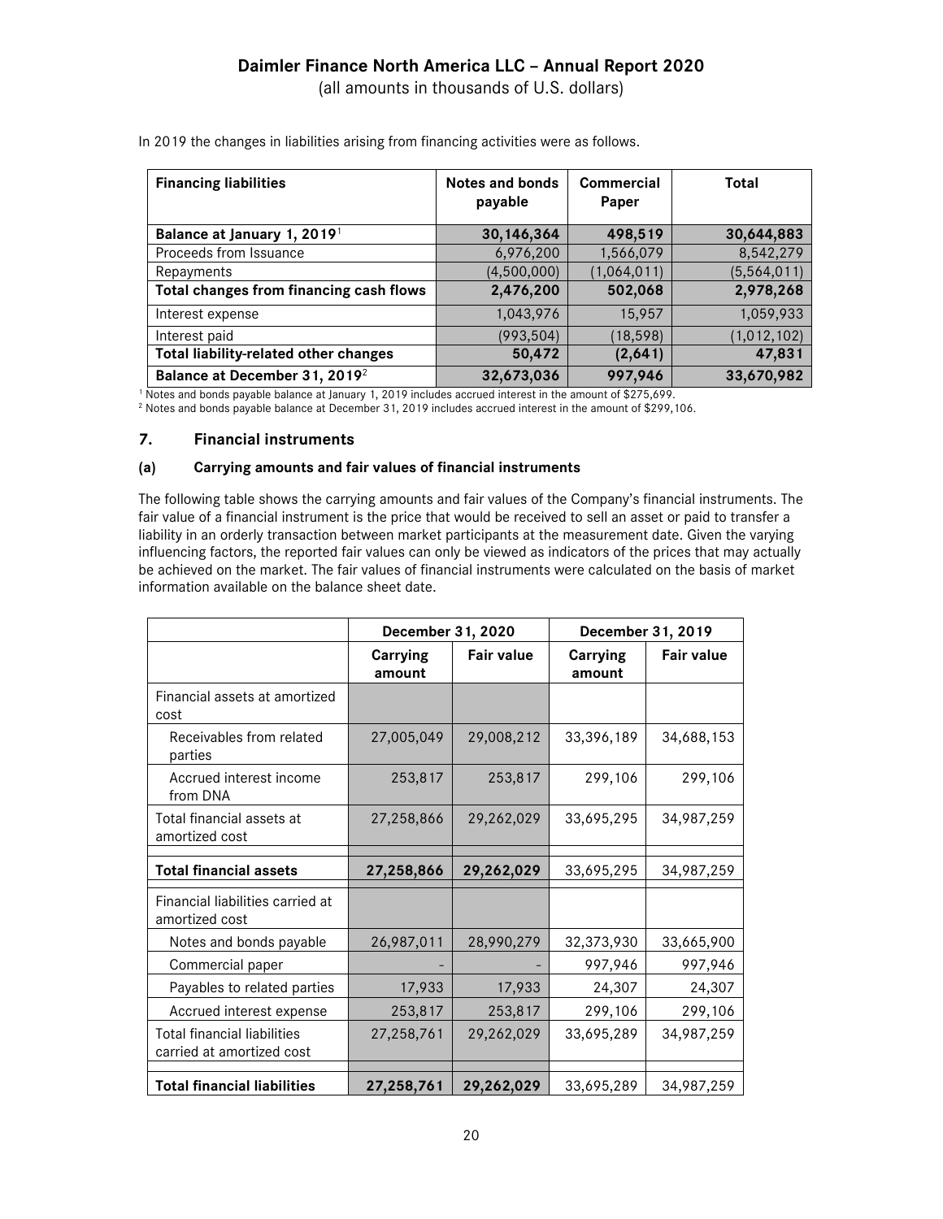In 2019 the changes in liabilities arising from financing activities were as follows.

| Financing liabilities | Notes and bonds payable | Commercial Paper | Total |
|---|---|---|---|
| **Balance at January 1, 2019**[1] | **30,146,364** | **498,519** | **30,644,883** |
| Proceeds from Issuance | 6,976,200 | 1,566,079 | 8,542,279 |
| Repayments | (4,500,000) | (1,064,011) | (5,564,011) |
| **Total changes from financing cash flows** | **2,476,200** | **502,068** | **2,978,268** |
| Interest expense | 1,043,976 | 15,957 | 1,059,933 |
| Interest paid | (993,504) | (18,598) | (1,012,102) |
| **Total liability-related other changes** | **50,472** | **(2,641)** | **47,831** |
| **Balance at December 31, 2019**[2] | **32,673,036** | **997,946** | **33,670,982** |

[1] Notes and bonds payable balance at January 1, 2019 includes accrued interest in the amount of $275,699.
[2] Notes and bonds payable balance at December 31, 2019 includes accrued interest in the amount of $299,106.

## 7. Financial instruments

### (a) Carrying amounts and fair values of financial instruments

The following table shows the carrying amounts and fair values of the Company's financial instruments. The fair value of a financial instrument is the price that would be received to sell an asset or paid to transfer a liability in an orderly transaction between market participants at the measurement date. Given the varying influencing factors, the reported fair values can only be viewed as indicators of the prices that may actually be achieved on the market. The fair values of financial instruments were calculated on the basis of market information available on the balance sheet date.

| | December 31, 2020 | | December 31, 2019 | |
|---|---|---|---|---|
| | Carrying amount | Fair value | Carrying amount | Fair value |
| Financial assets at amortized cost | | | | |
| Receivables from related parties | 27,005,049 | 29,008,212 | 33,396,189 | 34,688,153 |
| Accrued interest income from DNA | 253,817 | 253,817 | 299,106 | 299,106 |
| Total financial assets at amortized cost | 27,258,866 | 29,262,029 | 33,695,295 | 34,987,259 |
| **Total financial assets** | **27,258,866** | **29,262,029** | 33,695,295 | 34,987,259 |
| Financial liabilities carried at amortized cost | | | | |
| Notes and bonds payable | 26,987,011 | 28,990,279 | 32,373,930 | 33,665,900 |
| Commercial paper | - | - | 997,946 | 997,946 |
| Payables to related parties | 17,933 | 17,933 | 24,307 | 24,307 |
| Accrued interest expense | 253,817 | 253,817 | 299,106 | 299,106 |
| Total financial liabilities carried at amortized cost | 27,258,761 | 29,262,029 | 33,695,289 | 34,987,259 |
| **Total financial liabilities** | **27,258,761** | **29,262,029** | 33,695,289 | 34,987,259 |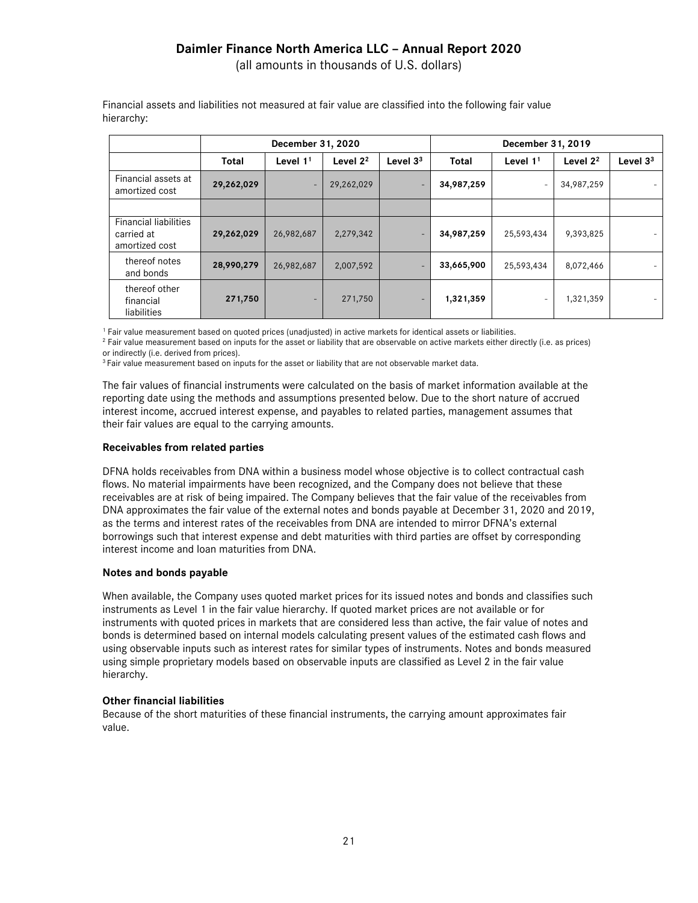Financial assets and liabilities not measured at fair value are classified into the following fair value hierarchy:

| | December 31, 2020 | | | | December 31, 2019 | | | |
|---|---|---|---|---|---|---|---|---|
| | Total | Level 1[1] | Level 2[2] | Level 3[3] | Total | Level 1[1] | Level 2[2] | Level 3[3] |
| Financial assets at amortized cost | **29,262,029** | - | 29,262,029 | - | **34,987,259** | - | 34,987,259 | - |
| | | | | | | | | |
| Financial liabilities carried at amortized cost | **29,262,029** | 26,982,687 | 2,279,342 | - | **34,987,259** | 25,593,434 | 9,393,825 | - |
| thereof notes and bonds | **28,990,279** | 26,982,687 | 2,007,592 | - | **33,665,900** | 25,593,434 | 8,072,466 | - |
| thereof other financial liabilities | **271,750** | - | 271,750 | - | **1,321,359** | - | 1,321,359 | - |

[1] Fair value measurement based on quoted prices (unadjusted) in active markets for identical assets or liabilities.
[2] Fair value measurement based on inputs for the asset or liability that are observable on active markets either directly (i.e. as prices) or indirectly (i.e. derived from prices).
[3] Fair value measurement based on inputs for the asset or liability that are not observable market data.

The fair values of financial instruments were calculated on the basis of market information available at the reporting date using the methods and assumptions presented below. Due to the short nature of accrued interest income, accrued interest expense, and payables to related parties, management assumes that their fair values are equal to the carrying amounts.

**Receivables from related parties**

DFNA holds receivables from DNA within a business model whose objective is to collect contractual cash flows. No material impairments have been recognized, and the Company does not believe that these receivables are at risk of being impaired. The Company believes that the fair value of the receivables from DNA approximates the fair value of the external notes and bonds payable at December 31, 2020 and 2019, as the terms and interest rates of the receivables from DNA are intended to mirror DFNA's external borrowings such that interest expense and debt maturities with third parties are offset by corresponding interest income and loan maturities from DNA.

**Notes and bonds payable**

When available, the Company uses quoted market prices for its issued notes and bonds and classifies such instruments as Level 1 in the fair value hierarchy. If quoted market prices are not available or for instruments with quoted prices in markets that are considered less than active, the fair value of notes and bonds is determined based on internal models calculating present values of the estimated cash flows and using observable inputs such as interest rates for similar types of instruments. Notes and bonds measured using simple proprietary models based on observable inputs are classified as Level 2 in the fair value hierarchy.

**Other financial liabilities**

Because of the short maturities of these financial instruments, the carrying amount approximates fair value.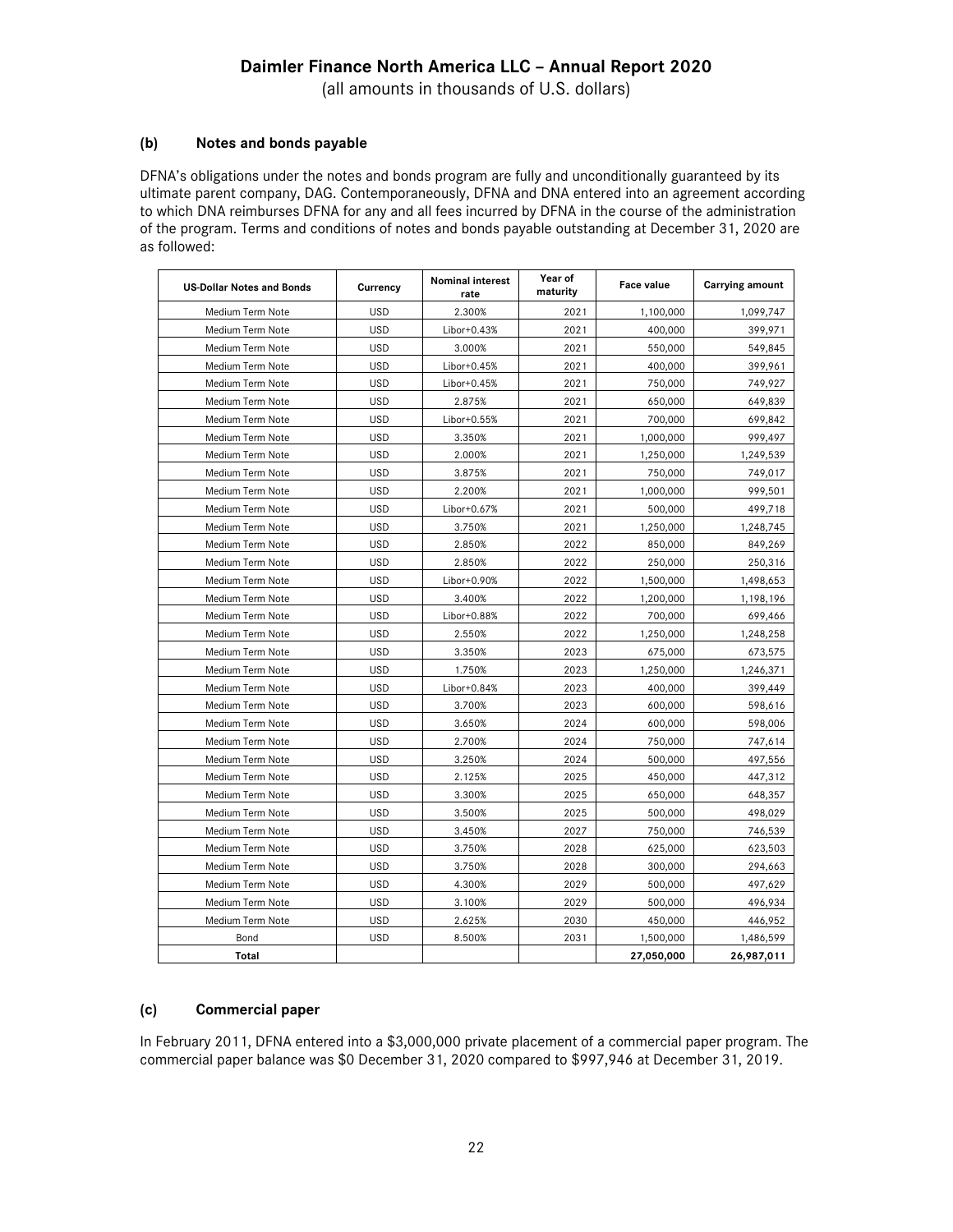# Daimler Finance North America LLC – Annual Report 2020

(all amounts in thousands of U.S. dollars)

### (b) Notes and bonds payable

DFNA's obligations under the notes and bonds program are fully and unconditionally guaranteed by its ultimate parent company, DAG. Contemporaneously, DFNA and DNA entered into an agreement according to which DNA reimburses DFNA for any and all fees incurred by DFNA in the course of the administration of the program. Terms and conditions of notes and bonds payable outstanding at December 31, 2020 are as followed:

| US-Dollar Notes and Bonds | Currency | Nominal interest rate | Year of maturity | Face value | Carrying amount |
|---|---|---|---|---|---|
| Medium Term Note | USD | 2.300% | 2021 | 1,100,000 | 1,099,747 |
| Medium Term Note | USD | Libor+0.43% | 2021 | 400,000 | 399,971 |
| Medium Term Note | USD | 3.000% | 2021 | 550,000 | 549,845 |
| Medium Term Note | USD | Libor+0.45% | 2021 | 400,000 | 399,961 |
| Medium Term Note | USD | Libor+0.45% | 2021 | 750,000 | 749,927 |
| Medium Term Note | USD | 2.875% | 2021 | 650,000 | 649,839 |
| Medium Term Note | USD | Libor+0.55% | 2021 | 700,000 | 699,842 |
| Medium Term Note | USD | 3.350% | 2021 | 1,000,000 | 999,497 |
| Medium Term Note | USD | 2.000% | 2021 | 1,250,000 | 1,249,539 |
| Medium Term Note | USD | 3.875% | 2021 | 750,000 | 749,017 |
| Medium Term Note | USD | 2.200% | 2021 | 1,000,000 | 999,501 |
| Medium Term Note | USD | Libor+0.67% | 2021 | 500,000 | 499,718 |
| Medium Term Note | USD | 3.750% | 2021 | 1,250,000 | 1,248,745 |
| Medium Term Note | USD | 2.850% | 2022 | 850,000 | 849,269 |
| Medium Term Note | USD | 2.850% | 2022 | 250,000 | 250,316 |
| Medium Term Note | USD | Libor+0.90% | 2022 | 1,500,000 | 1,498,653 |
| Medium Term Note | USD | 3.400% | 2022 | 1,200,000 | 1,198,196 |
| Medium Term Note | USD | Libor+0.88% | 2022 | 700,000 | 699,466 |
| Medium Term Note | USD | 2.550% | 2022 | 1,250,000 | 1,248,258 |
| Medium Term Note | USD | 3.350% | 2023 | 675,000 | 673,575 |
| Medium Term Note | USD | 1.750% | 2023 | 1,250,000 | 1,246,371 |
| Medium Term Note | USD | Libor+0.84% | 2023 | 400,000 | 399,449 |
| Medium Term Note | USD | 3.700% | 2023 | 600,000 | 598,616 |
| Medium Term Note | USD | 3.650% | 2024 | 600,000 | 598,006 |
| Medium Term Note | USD | 2.700% | 2024 | 750,000 | 747,614 |
| Medium Term Note | USD | 3.250% | 2024 | 500,000 | 497,556 |
| Medium Term Note | USD | 2.125% | 2025 | 450,000 | 447,312 |
| Medium Term Note | USD | 3.300% | 2025 | 650,000 | 648,357 |
| Medium Term Note | USD | 3.500% | 2025 | 500,000 | 498,029 |
| Medium Term Note | USD | 3.450% | 2027 | 750,000 | 746,539 |
| Medium Term Note | USD | 3.750% | 2028 | 625,000 | 623,503 |
| Medium Term Note | USD | 3.750% | 2028 | 300,000 | 294,663 |
| Medium Term Note | USD | 4.300% | 2029 | 500,000 | 497,629 |
| Medium Term Note | USD | 3.100% | 2029 | 500,000 | 496,934 |
| Medium Term Note | USD | 2.625% | 2030 | 450,000 | 446,952 |
| Bond | USD | 8.500% | 2031 | 1,500,000 | 1,486,599 |
| **Total** | | | | **27,050,000** | **26,987,011** |

### (c) Commercial paper

In February 2011, DFNA entered into a $3,000,000 private placement of a commercial paper program. The commercial paper balance was $0 December 31, 2020 compared to $997,946 at December 31, 2019.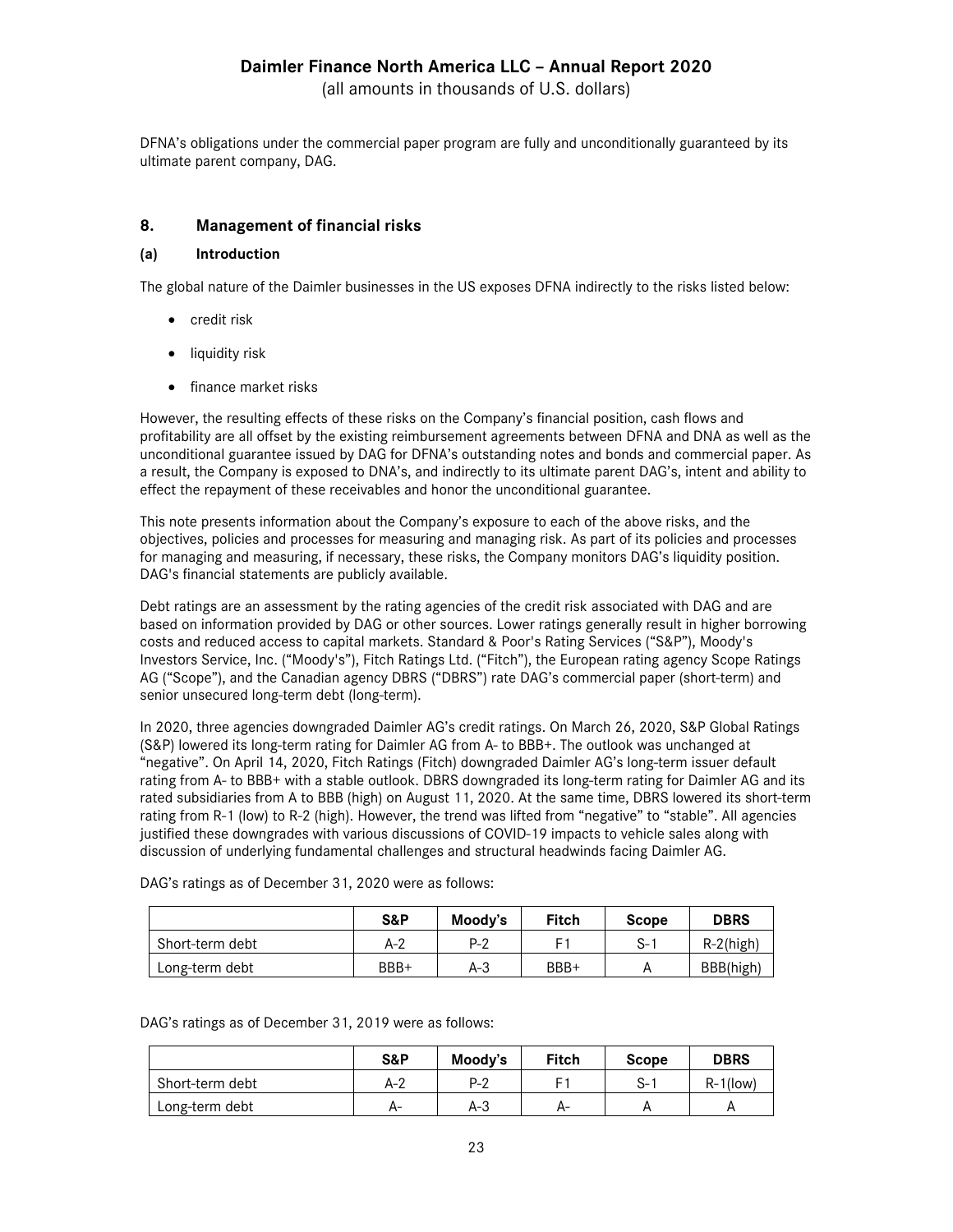DFNA's obligations under the commercial paper program are fully and unconditionally guaranteed by its ultimate parent company, DAG.

## 8. Management of financial risks

### (a) Introduction

The global nature of the Daimler businesses in the US exposes DFNA indirectly to the risks listed below:

- credit risk
- liquidity risk
- finance market risks

However, the resulting effects of these risks on the Company's financial position, cash flows and profitability are all offset by the existing reimbursement agreements between DFNA and DNA as well as the unconditional guarantee issued by DAG for DFNA's outstanding notes and bonds and commercial paper. As a result, the Company is exposed to DNA's, and indirectly to its ultimate parent DAG's, intent and ability to effect the repayment of these receivables and honor the unconditional guarantee.

This note presents information about the Company's exposure to each of the above risks, and the objectives, policies and processes for measuring and managing risk. As part of its policies and processes for managing and measuring, if necessary, these risks, the Company monitors DAG's liquidity position. DAG's financial statements are publicly available.

Debt ratings are an assessment by the rating agencies of the credit risk associated with DAG and are based on information provided by DAG or other sources. Lower ratings generally result in higher borrowing costs and reduced access to capital markets. Standard & Poor's Rating Services ("S&P"), Moody's Investors Service, Inc. ("Moody's"), Fitch Ratings Ltd. ("Fitch"), the European rating agency Scope Ratings AG ("Scope"), and the Canadian agency DBRS ("DBRS") rate DAG's commercial paper (short-term) and senior unsecured long-term debt (long-term).

In 2020, three agencies downgraded Daimler AG's credit ratings. On March 26, 2020, S&P Global Ratings (S&P) lowered its long-term rating for Daimler AG from A- to BBB+. The outlook was unchanged at "negative". On April 14, 2020, Fitch Ratings (Fitch) downgraded Daimler AG's long-term issuer default rating from A- to BBB+ with a stable outlook. DBRS downgraded its long-term rating for Daimler AG and its rated subsidiaries from A to BBB (high) on August 11, 2020. At the same time, DBRS lowered its short-term rating from R-1 (low) to R-2 (high). However, the trend was lifted from "negative" to "stable". All agencies justified these downgrades with various discussions of COVID-19 impacts to vehicle sales along with discussion of underlying fundamental challenges and structural headwinds facing Daimler AG.

DAG's ratings as of December 31, 2020 were as follows:

| | S&P | Moody's | Fitch | Scope | DBRS |
|---|---|---|---|---|---|
| Short-term debt | A-2 | P-2 | F1 | S-1 | R-2(high) |
| Long-term debt | BBB+ | A-3 | BBB+ | A | BBB(high) |

DAG's ratings as of December 31, 2019 were as follows:

| | S&P | Moody's | Fitch | Scope | DBRS |
|---|---|---|---|---|---|
| Short-term debt | A-2 | P-2 | F1 | S-1 | R-1(low) |
| Long-term debt | A- | A-3 | A- | A | A |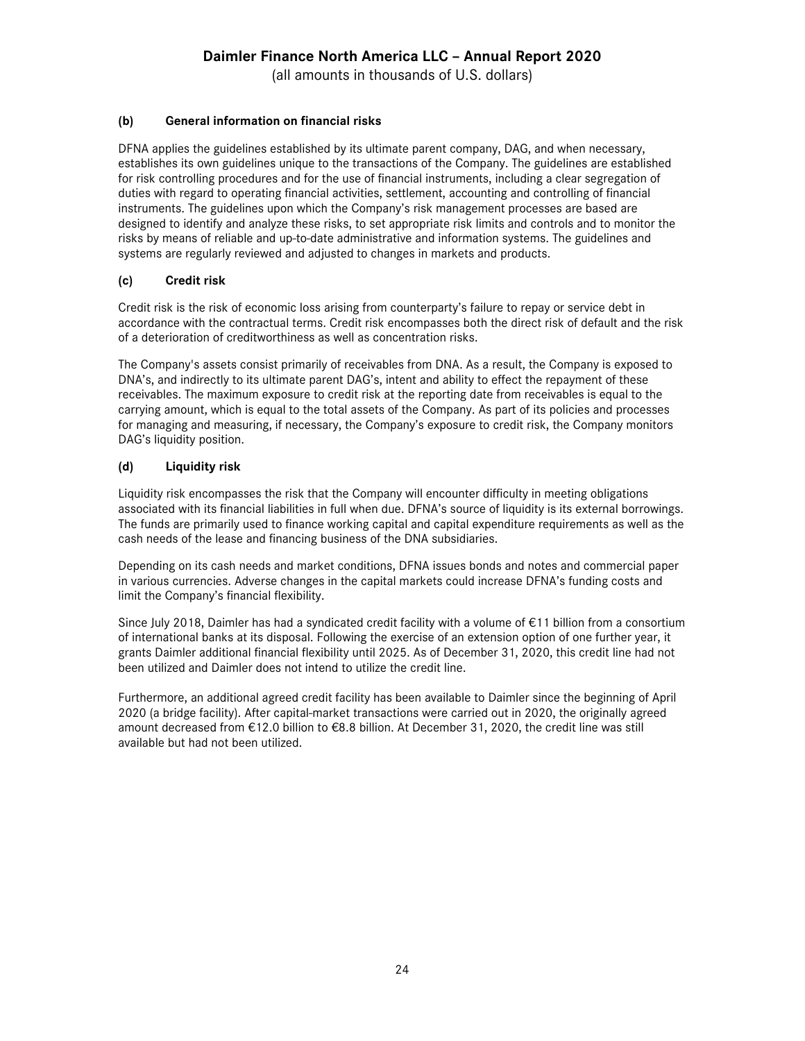#### (b) General information on financial risks

DFNA applies the guidelines established by its ultimate parent company, DAG, and when necessary, establishes its own guidelines unique to the transactions of the Company. The guidelines are established for risk controlling procedures and for the use of financial instruments, including a clear segregation of duties with regard to operating financial activities, settlement, accounting and controlling of financial instruments. The guidelines upon which the Company's risk management processes are based are designed to identify and analyze these risks, to set appropriate risk limits and controls and to monitor the risks by means of reliable and up-to-date administrative and information systems. The guidelines and systems are regularly reviewed and adjusted to changes in markets and products.

#### (c) Credit risk

Credit risk is the risk of economic loss arising from counterparty's failure to repay or service debt in accordance with the contractual terms. Credit risk encompasses both the direct risk of default and the risk of a deterioration of creditworthiness as well as concentration risks.

The Company's assets consist primarily of receivables from DNA. As a result, the Company is exposed to DNA's, and indirectly to its ultimate parent DAG's, intent and ability to effect the repayment of these receivables. The maximum exposure to credit risk at the reporting date from receivables is equal to the carrying amount, which is equal to the total assets of the Company. As part of its policies and processes for managing and measuring, if necessary, the Company's exposure to credit risk, the Company monitors DAG's liquidity position.

#### (d) Liquidity risk

Liquidity risk encompasses the risk that the Company will encounter difficulty in meeting obligations associated with its financial liabilities in full when due. DFNA's source of liquidity is its external borrowings. The funds are primarily used to finance working capital and capital expenditure requirements as well as the cash needs of the lease and financing business of the DNA subsidiaries.

Depending on its cash needs and market conditions, DFNA issues bonds and notes and commercial paper in various currencies. Adverse changes in the capital markets could increase DFNA's funding costs and limit the Company's financial flexibility.

Since July 2018, Daimler has had a syndicated credit facility with a volume of €11 billion from a consortium of international banks at its disposal. Following the exercise of an extension option of one further year, it grants Daimler additional financial flexibility until 2025. As of December 31, 2020, this credit line had not been utilized and Daimler does not intend to utilize the credit line.

Furthermore, an additional agreed credit facility has been available to Daimler since the beginning of April 2020 (a bridge facility). After capital-market transactions were carried out in 2020, the originally agreed amount decreased from €12.0 billion to €8.8 billion. At December 31, 2020, the credit line was still available but had not been utilized.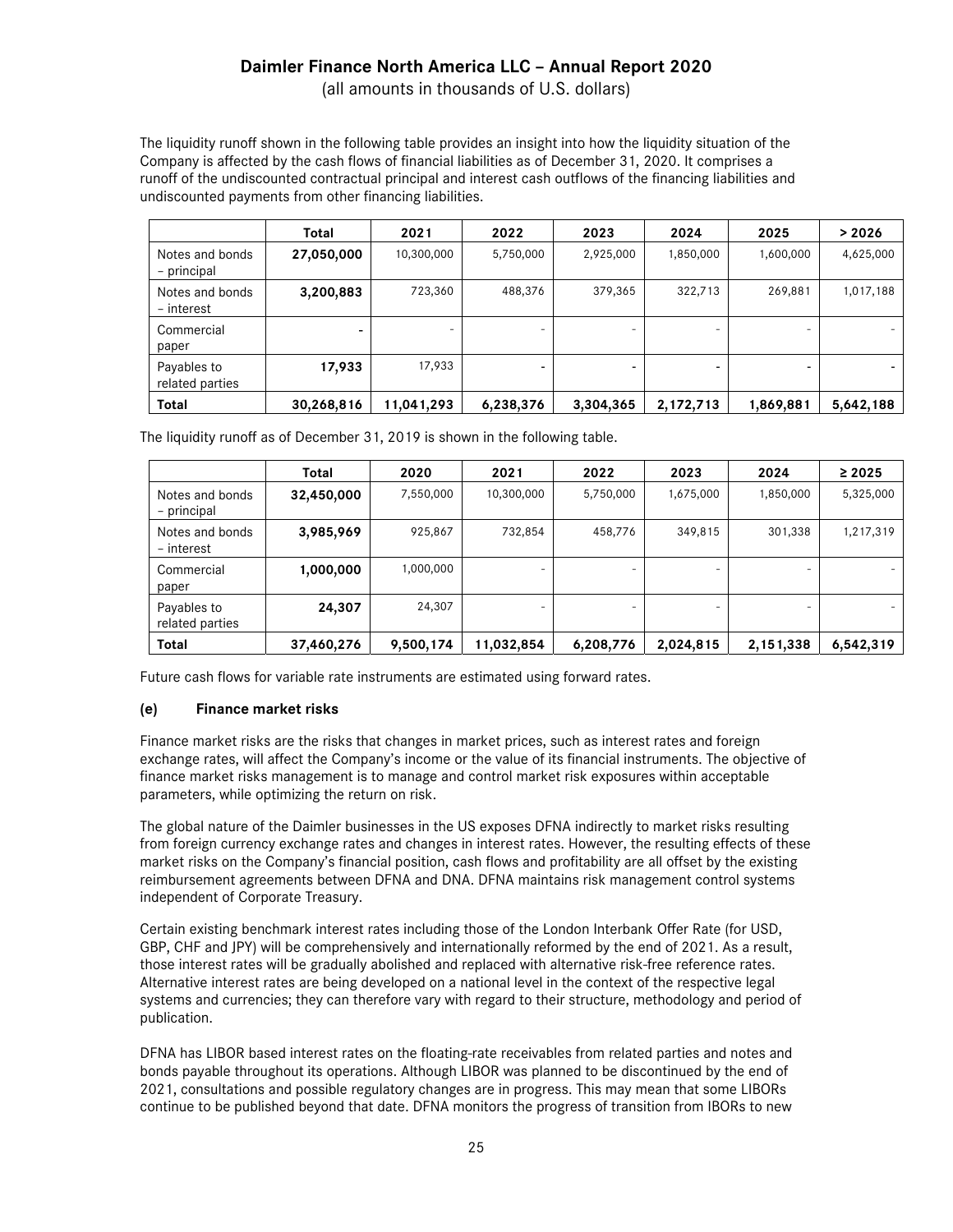The liquidity runoff shown in the following table provides an insight into how the liquidity situation of the Company is affected by the cash flows of financial liabilities as of December 31, 2020. It comprises a runoff of the undiscounted contractual principal and interest cash outflows of the financing liabilities and undiscounted payments from other financing liabilities.

| | Total | 2021 | 2022 | 2023 | 2024 | 2025 | > 2026 |
|---|---|---|---|---|---|---|---|
| Notes and bonds – principal | **27,050,000** | 10,300,000 | 5,750,000 | 2,925,000 | 1,850,000 | 1,600,000 | 4,625,000 |
| Notes and bonds – interest | **3,200,883** | 723,360 | 488,376 | 379,365 | 322,713 | 269,881 | 1,017,188 |
| Commercial paper | **-** | - | - | - | - | - | - |
| Payables to related parties | **17,933** | 17,933 | - | - | - | - | - |
| **Total** | **30,268,816** | **11,041,293** | **6,238,376** | **3,304,365** | **2,172,713** | **1,869,881** | **5,642,188** |

The liquidity runoff as of December 31, 2019 is shown in the following table.

| | Total | 2020 | 2021 | 2022 | 2023 | 2024 | ≥ 2025 |
|---|---|---|---|---|---|---|---|
| Notes and bonds – principal | **32,450,000** | 7,550,000 | 10,300,000 | 5,750,000 | 1,675,000 | 1,850,000 | 5,325,000 |
| Notes and bonds – interest | **3,985,969** | 925,867 | 732,854 | 458,776 | 349,815 | 301,338 | 1,217,319 |
| Commercial paper | **1,000,000** | 1,000,000 | - | - | - | - | - |
| Payables to related parties | **24,307** | 24,307 | - | - | - | - | - |
| **Total** | **37,460,276** | **9,500,174** | **11,032,854** | **6,208,776** | **2,024,815** | **2,151,338** | **6,542,319** |

Future cash flows for variable rate instruments are estimated using forward rates.

**(e) Finance market risks**

Finance market risks are the risks that changes in market prices, such as interest rates and foreign exchange rates, will affect the Company's income or the value of its financial instruments. The objective of finance market risks management is to manage and control market risk exposures within acceptable parameters, while optimizing the return on risk.

The global nature of the Daimler businesses in the US exposes DFNA indirectly to market risks resulting from foreign currency exchange rates and changes in interest rates. However, the resulting effects of these market risks on the Company's financial position, cash flows and profitability are all offset by the existing reimbursement agreements between DFNA and DNA. DFNA maintains risk management control systems independent of Corporate Treasury.

Certain existing benchmark interest rates including those of the London Interbank Offer Rate (for USD, GBP, CHF and JPY) will be comprehensively and internationally reformed by the end of 2021. As a result, those interest rates will be gradually abolished and replaced with alternative risk-free reference rates. Alternative interest rates are being developed on a national level in the context of the respective legal systems and currencies; they can therefore vary with regard to their structure, methodology and period of publication.

DFNA has LIBOR based interest rates on the floating-rate receivables from related parties and notes and bonds payable throughout its operations. Although LIBOR was planned to be discontinued by the end of 2021, consultations and possible regulatory changes are in progress. This may mean that some LIBORs continue to be published beyond that date. DFNA monitors the progress of transition from IBORs to new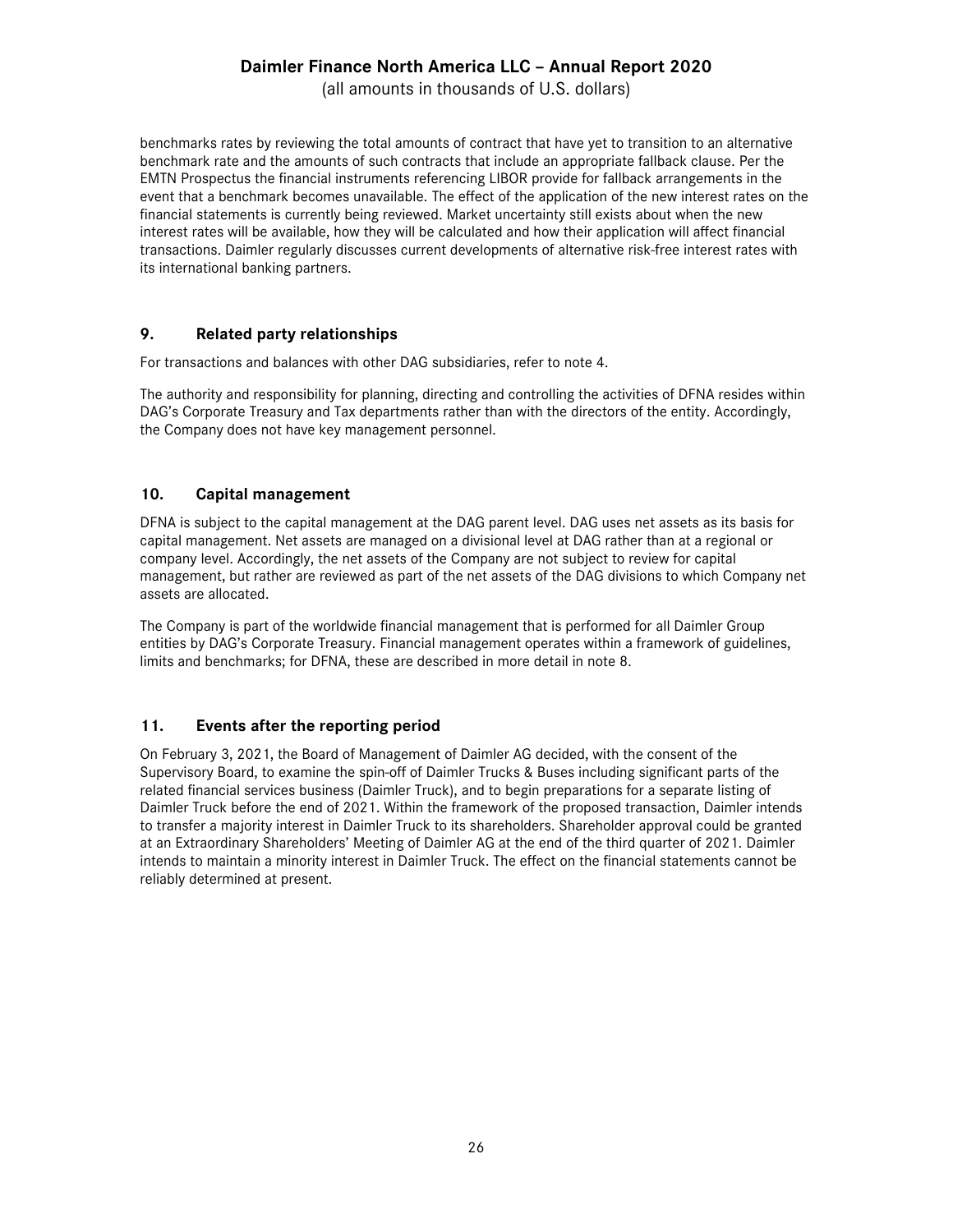benchmarks rates by reviewing the total amounts of contract that have yet to transition to an alternative benchmark rate and the amounts of such contracts that include an appropriate fallback clause. Per the EMTN Prospectus the financial instruments referencing LIBOR provide for fallback arrangements in the event that a benchmark becomes unavailable. The effect of the application of the new interest rates on the financial statements is currently being reviewed. Market uncertainty still exists about when the new interest rates will be available, how they will be calculated and how their application will affect financial transactions. Daimler regularly discusses current developments of alternative risk-free interest rates with its international banking partners.

## 9. Related party relationships

For transactions and balances with other DAG subsidiaries, refer to note 4.

The authority and responsibility for planning, directing and controlling the activities of DFNA resides within DAG's Corporate Treasury and Tax departments rather than with the directors of the entity. Accordingly, the Company does not have key management personnel.

## 10. Capital management

DFNA is subject to the capital management at the DAG parent level. DAG uses net assets as its basis for capital management. Net assets are managed on a divisional level at DAG rather than at a regional or company level. Accordingly, the net assets of the Company are not subject to review for capital management, but rather are reviewed as part of the net assets of the DAG divisions to which Company net assets are allocated.

The Company is part of the worldwide financial management that is performed for all Daimler Group entities by DAG's Corporate Treasury. Financial management operates within a framework of guidelines, limits and benchmarks; for DFNA, these are described in more detail in note 8.

## 11. Events after the reporting period

On February 3, 2021, the Board of Management of Daimler AG decided, with the consent of the Supervisory Board, to examine the spin-off of Daimler Trucks & Buses including significant parts of the related financial services business (Daimler Truck), and to begin preparations for a separate listing of Daimler Truck before the end of 2021. Within the framework of the proposed transaction, Daimler intends to transfer a majority interest in Daimler Truck to its shareholders. Shareholder approval could be granted at an Extraordinary Shareholders' Meeting of Daimler AG at the end of the third quarter of 2021. Daimler intends to maintain a minority interest in Daimler Truck. The effect on the financial statements cannot be reliably determined at present.